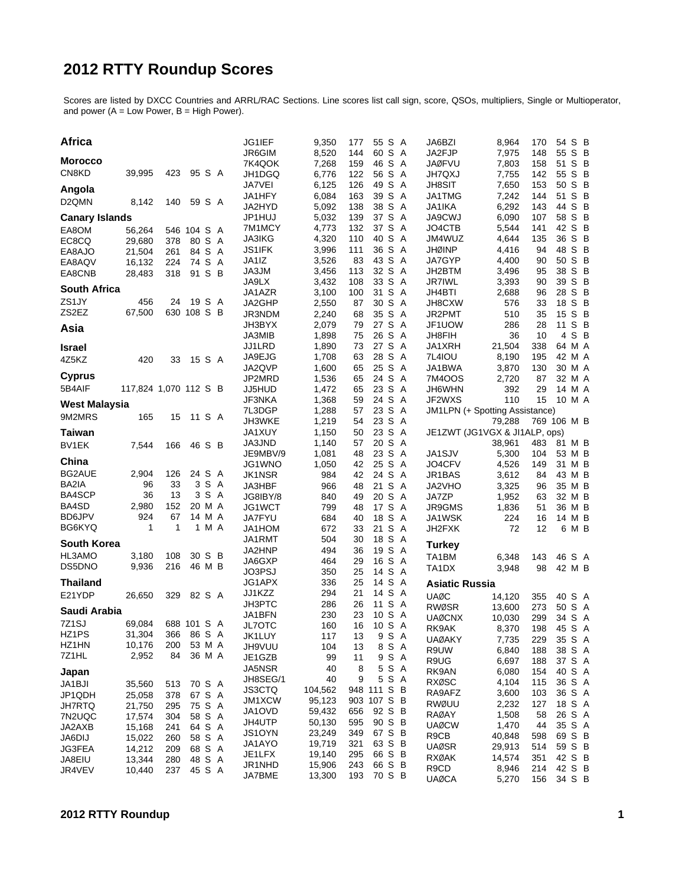# 2012 RTTY Roundup Scores

Scores are listed by DXCC Countries and ARRL/RAC Sections. Line scores list call sign, score, QSOs, multipliers, Single or Multioperator, and power (A = Low Power, B = High Power).

## Africa

### Morocco

| Call | Score | QSOs | Mults | Op | Power |
|---|---|---|---|---|---|
| CN8KD | 39,995 | 423 | 95 | S | A |

### Angola

| Call | Score | QSOs | Mults | Op | Power |
|---|---|---|---|---|---|
| D2QMN | 8,142 | 140 | 59 | S | A |

### Canary Islands

| Call | Score | QSOs | Mults | Op | Power |
|---|---|---|---|---|---|
| EA8OM | 56,264 | 546 | 104 | S | A |
| EC8CQ | 29,680 | 378 | 80 | S | A |
| EA8AJO | 21,504 | 261 | 84 | S | A |
| EA8AQV | 16,132 | 224 | 74 | S | A |
| EA8CNB | 28,483 | 318 | 91 | S | B |

### South Africa

| Call | Score | QSOs | Mults | Op | Power |
|---|---|---|---|---|---|
| ZS1JY | 456 | 24 | 19 | S | A |
| ZS2EZ | 67,500 | 630 | 108 | S | B |

## Asia

### Israel

| Call | Score | QSOs | Mults | Op | Power |
|---|---|---|---|---|---|
| 4Z5KZ | 420 | 33 | 15 | S | A |

### Cyprus

| Call | Score | QSOs | Mults | Op | Power |
|---|---|---|---|---|---|
| 5B4AIF | 117,824 | 1,070 | 112 | S | B |

### West Malaysia

| Call | Score | QSOs | Mults | Op | Power |
|---|---|---|---|---|---|
| 9M2MRS | 165 | 15 | 11 | S | A |

### Taiwan

| Call | Score | QSOs | Mults | Op | Power |
|---|---|---|---|---|---|
| BV1EK | 7,544 | 166 | 46 | S | B |

### China

| Call | Score | QSOs | Mults | Op | Power |
|---|---|---|---|---|---|
| BG2AUE | 2,904 | 126 | 24 | S | A |
| BA2IA | 96 | 33 | 3 | S | A |
| BA4SCP | 36 | 13 | 3 | S | A |
| BA4SD | 2,980 | 152 | 20 | M | A |
| BD6JPV | 924 | 67 | 14 | M | A |
| BG6KYQ | 1 | 1 | 1 | M | A |

### South Korea

| Call | Score | QSOs | Mults | Op | Power |
|---|---|---|---|---|---|
| HL3AMO | 3,180 | 108 | 30 | S | B |
| DS5DNO | 9,936 | 216 | 46 | M | B |

### Thailand

| Call | Score | QSOs | Mults | Op | Power |
|---|---|---|---|---|---|
| E21YDP | 26,650 | 329 | 82 | S | A |

### Saudi Arabia

| Call | Score | QSOs | Mults | Op | Power |
|---|---|---|---|---|---|
| 7Z1SJ | 69,084 | 688 | 101 | S | A |
| HZ1PS | 31,304 | 366 | 86 | S | A |
| HZ1HN | 10,176 | 200 | 53 | M | A |
| 7Z1HL | 2,952 | 84 | 36 | M | A |

### Japan

| Call | Score | QSOs | Mults | Op | Power |
|---|---|---|---|---|---|
| JA1BJI | 35,560 | 513 | 70 | S | A |
| JP1QDH | 25,058 | 378 | 67 | S | A |
| JH7RTQ | 21,750 | 295 | 75 | S | A |
| 7N2UQC | 17,574 | 304 | 58 | S | A |
| JA2AXB | 15,168 | 241 | 64 | S | A |
| JA6DIJ | 15,022 | 260 | 58 | S | A |
| JG3FEA | 14,212 | 209 | 68 | S | A |
| JA8EIU | 13,344 | 280 | 48 | S | A |
| JR4VEV | 10,440 | 237 | 45 | S | A |
| JG1IEF | 9,350 | 177 | 55 | S | A |
| JR6GIM | 8,520 | 144 | 60 | S | A |
| 7K4QOK | 7,268 | 159 | 46 | S | A |
| JH1DGQ | 6,776 | 122 | 56 | S | A |
| JA7VEI | 6,125 | 126 | 49 | S | A |
| JA1HFY | 6,084 | 163 | 39 | S | A |
| JA2HYD | 5,092 | 138 | 38 | S | A |
| JP1HUJ | 5,032 | 139 | 37 | S | A |
| 7M1MCY | 4,773 | 132 | 37 | S | A |
| JA3IKG | 4,320 | 110 | 40 | S | A |
| JS1IFK | 3,996 | 111 | 36 | S | A |
| JA1IZ | 3,526 | 83 | 43 | S | A |
| JA3JM | 3,456 | 113 | 32 | S | A |
| JA9LX | 3,432 | 108 | 33 | S | A |
| JA1AZR | 3,100 | 100 | 31 | S | A |
| JA2GHP | 2,550 | 87 | 30 | S | A |
| JR3NDM | 2,240 | 68 | 35 | S | A |
| JH3BYX | 2,079 | 79 | 27 | S | A |
| JA3MIB | 1,898 | 75 | 26 | S | A |
| JJ1LRD | 1,890 | 73 | 27 | S | A |
| JA9EJG | 1,708 | 63 | 28 | S | A |
| JA2QVP | 1,600 | 65 | 25 | S | A |
| JP2MRD | 1,536 | 65 | 24 | S | A |
| JJ5HUD | 1,472 | 65 | 23 | S | A |
| JF3NKA | 1,368 | 59 | 24 | S | A |
| 7L3DGP | 1,288 | 57 | 23 | S | A |
| JH3WKE | 1,219 | 54 | 23 | S | A |
| JA1XUY | 1,150 | 50 | 23 | S | A |
| JA3JND | 1,140 | 57 | 20 | S | A |
| JE9MBV/9 | 1,081 | 48 | 23 | S | A |
| JG1WNO | 1,050 | 42 | 25 | S | A |
| JK1NSR | 984 | 42 | 24 | S | A |
| JA3HBF | 966 | 48 | 21 | S | A |
| JG8IBY/8 | 840 | 49 | 20 | S | A |
| JG1WCT | 799 | 48 | 17 | S | A |
| JA7FYU | 684 | 40 | 18 | S | A |
| JA1HOM | 672 | 33 | 21 | S | A |
| JA1RMT | 504 | 30 | 18 | S | A |
| JA2HNP | 494 | 36 | 19 | S | A |
| JA6GXP | 464 | 29 | 16 | S | A |
| JO3PSJ | 350 | 25 | 14 | S | A |
| JG1APX | 336 | 25 | 14 | S | A |
| JJ1KZZ | 294 | 21 | 14 | S | A |
| JH3PTC | 286 | 26 | 11 | S | A |
| JA1BFN | 230 | 23 | 10 | S | A |
| JL7OTC | 160 | 16 | 10 | S | A |
| JK1LUY | 117 | 13 | 9 | S | A |
| JH9VUU | 104 | 13 | 8 | S | A |
| JE1GZB | 99 | 11 | 9 | S | A |
| JA5NSR | 40 | 8 | 5 | S | A |
| JH8SEG/1 | 40 | 9 | 5 | S | A |
| JS3CTQ | 104,562 | 948 | 111 | S | B |
| JM1XCW | 95,123 | 903 | 107 | S | B |
| JA1OVD | 59,432 | 656 | 92 | S | B |
| JH4UTP | 50,130 | 595 | 90 | S | B |
| JS1OYN | 23,249 | 349 | 67 | S | B |
| JA1AYO | 19,719 | 321 | 63 | S | B |
| JE1LFX | 19,140 | 295 | 66 | S | B |
| JR1NHD | 15,906 | 243 | 66 | S | B |
| JA7BME | 13,300 | 193 | 70 | S | B |
| JA6BZI | 8,964 | 170 | 54 | S | B |
| JA2FJP | 7,975 | 148 | 55 | S | B |
| JAØFVU | 7,803 | 158 | 51 | S | B |
| JH7QXJ | 7,755 | 142 | 55 | S | B |
| JH8SIT | 7,650 | 153 | 50 | S | B |
| JA1TMG | 7,242 | 144 | 51 | S | B |
| JA1IKA | 6,292 | 143 | 44 | S | B |
| JA9CWJ | 6,090 | 107 | 58 | S | B |
| JO4CTB | 5,544 | 141 | 42 | S | B |
| JM4WUZ | 4,644 | 135 | 36 | S | B |
| JHØINP | 4,416 | 94 | 48 | S | B |
| JA7GYP | 4,400 | 90 | 50 | S | B |
| JH2BTM | 3,496 | 95 | 38 | S | B |
| JR7IWL | 3,393 | 90 | 39 | S | B |
| JH4BTI | 2,688 | 96 | 28 | S | B |
| JH8CXW | 576 | 33 | 18 | S | B |
| JR2PMT | 510 | 35 | 15 | S | B |
| JF1UOW | 286 | 28 | 11 | S | B |
| JH8FIH | 36 | 10 | 4 | S | B |
| JA1XRH | 21,504 | 338 | 64 | M | A |
| 7L4IOU | 8,190 | 195 | 42 | M | A |
| JA1BWA | 3,870 | 130 | 30 | M | A |
| 7M4OOS | 2,720 | 87 | 32 | M | A |
| JH6WHN | 392 | 29 | 14 | M | A |
| JF2WXS | 110 | 15 | 10 | M | A |
| JM1LPN (+ Spotting Assistance) | 79,288 | 769 | 106 | M | B |
| JE1ZWT (JG1VGX & JI1ALP, ops) | 38,961 | 483 | 81 | M | B |
| JA1SJV | 5,300 | 104 | 53 | M | B |
| JO4CFV | 4,526 | 149 | 31 | M | B |
| JR1BAS | 3,612 | 84 | 43 | M | B |
| JA2VHO | 3,325 | 96 | 35 | M | B |
| JA7ZP | 1,952 | 63 | 32 | M | B |
| JR9GMS | 1,836 | 51 | 36 | M | B |
| JA1WSK | 224 | 16 | 14 | M | B |
| JH2FXK | 72 | 12 | 6 | M | B |

### Turkey

| Call | Score | QSOs | Mults | Op | Power |
|---|---|---|---|---|---|
| TA1BM | 6,348 | 143 | 46 | S | A |
| TA1DX | 3,948 | 98 | 42 | M | B |

### Asiatic Russia

| Call | Score | QSOs | Mults | Op | Power |
|---|---|---|---|---|---|
| UAØC | 14,120 | 355 | 40 | S | A |
| RWØSR | 13,600 | 273 | 50 | S | A |
| UAØCNX | 10,030 | 299 | 34 | S | A |
| RK9AK | 8,370 | 198 | 45 | S | A |
| UAØAKY | 7,735 | 229 | 35 | S | A |
| R9UW | 6,840 | 188 | 38 | S | A |
| R9UG | 6,697 | 188 | 37 | S | A |
| RK9AN | 6,080 | 154 | 40 | S | A |
| RXØSC | 4,104 | 115 | 36 | S | A |
| RA9AFZ | 3,600 | 103 | 36 | S | A |
| RWØUU | 2,232 | 127 | 18 | S | A |
| RAØAY | 1,508 | 58 | 26 | S | A |
| UAØCW | 1,470 | 44 | 35 | S | A |
| R9CB | 40,848 | 598 | 69 | S | B |
| UAØSR | 29,913 | 514 | 59 | S | B |
| RXØAK | 14,574 | 351 | 42 | S | B |
| R9CD | 8,946 | 214 | 42 | S | B |
| UAØCA | 5,270 | 156 | 34 | S | B |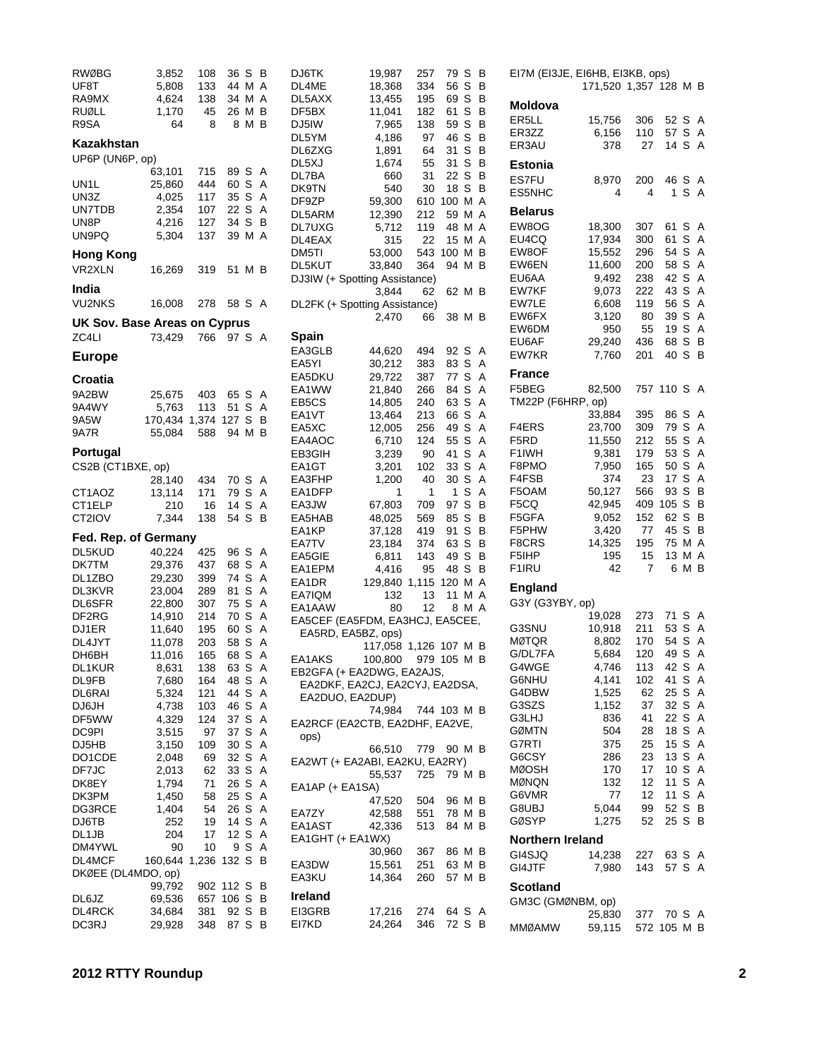| Call | Score | QSOs | Mults | Power | Class |
|---|---|---|---|---|---|
| RWØBG | 3,852 | 108 | 36 | S | B |
| UF8T | 5,808 | 133 | 44 | M | A |
| RA9MX | 4,624 | 138 | 34 | M | A |
| RUØLL | 1,170 | 45 | 26 | M | B |
| R9SA | 64 | 8 | 8 | M | B |

## Kazakhstan

| Call | Score | QSOs | Mults | Power | Class |
|---|---|---|---|---|---|
| UP6P (UN6P, op) | 63,101 | 715 | 89 | S | A |
| UN1L | 25,860 | 444 | 60 | S | A |
| UN3Z | 4,025 | 117 | 35 | S | A |
| UN7TDB | 2,354 | 107 | 22 | S | A |
| UN8P | 4,216 | 127 | 34 | S | B |
| UN9PQ | 5,304 | 137 | 39 | M | A |

## Hong Kong

| Call | Score | QSOs | Mults | Power | Class |
|---|---|---|---|---|---|
| VR2XLN | 16,269 | 319 | 51 | M | B |

## India

| Call | Score | QSOs | Mults | Power | Class |
|---|---|---|---|---|---|
| VU2NKS | 16,008 | 278 | 58 | S | A |

## UK Sov. Base Areas on Cyprus

| Call | Score | QSOs | Mults | Power | Class |
|---|---|---|---|---|---|
| ZC4LI | 73,429 | 766 | 97 | S | A |

# Europe

## Croatia

| Call | Score | QSOs | Mults | Power | Class |
|---|---|---|---|---|---|
| 9A2BW | 25,675 | 403 | 65 | S | A |
| 9A4WY | 5,763 | 113 | 51 | S | A |
| 9A5W | 170,434 | 1,374 | 127 | S | B |
| 9A7R | 55,084 | 588 | 94 | M | B |

## Portugal

| Call | Score | QSOs | Mults | Power | Class |
|---|---|---|---|---|---|
| CS2B (CT1BXE, op) | 28,140 | 434 | 70 | S | A |
| CT1AOZ | 13,114 | 171 | 79 | S | A |
| CT1ELP | 210 | 16 | 14 | S | A |
| CT2IOV | 7,344 | 138 | 54 | S | B |

## Fed. Rep. of Germany

| Call | Score | QSOs | Mults | Power | Class |
|---|---|---|---|---|---|
| DL5KUD | 40,224 | 425 | 96 | S | A |
| DK7TM | 29,376 | 437 | 68 | S | A |
| DL1ZBO | 29,230 | 399 | 74 | S | A |
| DL3KVR | 23,004 | 289 | 81 | S | A |
| DL6SFR | 22,800 | 307 | 75 | S | A |
| DF2RG | 14,910 | 214 | 70 | S | A |
| DJ1ER | 11,640 | 195 | 60 | S | A |
| DL4JYT | 11,078 | 203 | 58 | S | A |
| DH6BH | 11,016 | 165 | 68 | S | A |
| DL1KUR | 8,631 | 138 | 63 | S | A |
| DL9FB | 7,680 | 164 | 48 | S | A |
| DL6RAI | 5,324 | 121 | 44 | S | A |
| DJ6JH | 4,738 | 103 | 46 | S | A |
| DF5WW | 4,329 | 124 | 37 | S | A |
| DC9PI | 3,515 | 97 | 37 | S | A |
| DJ5HB | 3,150 | 109 | 30 | S | A |
| DO1CDE | 2,048 | 69 | 32 | S | A |
| DF7JC | 2,013 | 62 | 33 | S | A |
| DK8EY | 1,794 | 71 | 26 | S | A |
| DK3PM | 1,450 | 58 | 25 | S | A |
| DG3RCE | 1,404 | 54 | 26 | S | A |
| DJ6TB | 252 | 19 | 14 | S | A |
| DL1JB | 204 | 17 | 12 | S | A |
| DM4YWL | 90 | 10 | 9 | S | A |
| DL4MCF | 160,644 | 1,236 | 132 | S | B |
| DKØEE (DL4MDO, op) | 99,792 | 902 | 112 | S | B |
| DL6JZ | 69,536 | 657 | 106 | S | B |
| DL4RCK | 34,684 | 381 | 92 | S | B |
| DC3RJ | 29,928 | 348 | 87 | S | B |
| DJ6TK | 19,987 | 257 | 79 | S | B |
| DL4ME | 18,368 | 334 | 56 | S | B |
| DL5AXX | 13,455 | 195 | 69 | S | B |
| DF5BX | 11,041 | 182 | 61 | S | B |
| DJ5IW | 7,965 | 138 | 59 | S | B |
| DL5YM | 4,186 | 97 | 46 | S | B |
| DL6ZXG | 1,891 | 64 | 31 | S | B |
| DL5XJ | 1,674 | 55 | 31 | S | B |
| DL7BA | 660 | 31 | 22 | S | B |
| DK9TN | 540 | 30 | 18 | S | B |
| DF9ZP | 59,300 | 610 | 100 | M | A |
| DL5ARM | 12,390 | 212 | 59 | M | A |
| DL7UXG | 5,712 | 119 | 48 | M | A |
| DL4EAX | 315 | 22 | 15 | M | A |
| DM5TI | 53,000 | 543 | 100 | M | B |
| DL5KUT | 33,840 | 364 | 94 | M | B |
| DJ3IW (+ Spotting Assistance) | 3,844 | 62 | 62 | M | B |
| DL2FK (+ Spotting Assistance) | 2,470 | 66 | 38 | M | B |

## Spain

| Call | Score | QSOs | Mults | Power | Class |
|---|---|---|---|---|---|
| EA3GLB | 44,620 | 494 | 92 | S | A |
| EA5YI | 30,212 | 383 | 83 | S | A |
| EA5DKU | 29,722 | 387 | 77 | S | A |
| EA1WW | 21,840 | 266 | 84 | S | A |
| EB5CS | 14,805 | 240 | 63 | S | A |
| EA1VT | 13,464 | 213 | 66 | S | A |
| EA5XC | 12,005 | 256 | 49 | S | A |
| EA4AOC | 6,710 | 124 | 55 | S | A |
| EB3GIH | 3,239 | 90 | 41 | S | A |
| EA1GT | 3,201 | 102 | 33 | S | A |
| EA3FHP | 1,200 | 40 | 30 | S | A |
| EA1DFP | 1 | 1 | 1 | S | A |
| EA3JW | 67,803 | 709 | 97 | S | B |
| EA5HAB | 48,025 | 569 | 85 | S | B |
| EA1KP | 37,128 | 419 | 91 | S | B |
| EA7TV | 23,184 | 374 | 63 | S | B |
| EA5GIE | 6,811 | 143 | 49 | S | B |
| EA1EPM | 4,416 | 95 | 48 | S | B |
| EA1DR | 129,840 | 1,115 | 120 | M | A |
| EA7IQM | 132 | 13 | 11 | M | A |
| EA1AAW | 80 | 12 | 8 | M | A |
| EA5CEF (EA5FDM, EA3HCJ, EA5CEE, EA5RD, EA5BZ, ops) | 117,058 | 1,126 | 107 | M | B |
| EA1AKS | 100,800 | 979 | 105 | M | B |
| EB2GFA (+ EA2DWG, EA2AJS, EA2DKF, EA2CJ, EA2CYJ, EA2DSA, EA2DUO, EA2DUP) | 74,984 | 744 | 103 | M | B |
| EA2RCF (EA2CTB, EA2DHF, EA2VE, ops) | 66,510 | 779 | 90 | M | B |
| EA2WT (+ EA2ABI, EA2KU, EA2RY) | 55,537 | 725 | 79 | M | B |
| EA1AP (+ EA1SA) | 47,520 | 504 | 96 | M | B |
| EA7ZY | 42,588 | 551 | 78 | M | B |
| EA1AST | 42,336 | 513 | 84 | M | B |
| EA1GHT (+ EA1WX) | 30,960 | 367 | 86 | M | B |
| EA3DW | 15,561 | 251 | 63 | M | B |
| EA3KU | 14,364 | 260 | 57 | M | B |

## Ireland

| Call | Score | QSOs | Mults | Power | Class |
|---|---|---|---|---|---|
| EI3GRB | 17,216 | 274 | 64 | S | A |
| EI7KD | 24,264 | 346 | 72 | S | B |
| EI7M (EI3JE, EI6HB, EI3KB, ops) | 171,520 | 1,357 | 128 | M | B |

## Moldova

| Call | Score | QSOs | Mults | Power | Class |
|---|---|---|---|---|---|
| ER5LL | 15,756 | 306 | 52 | S | A |
| ER3ZZ | 6,156 | 110 | 57 | S | A |
| ER3AU | 378 | 27 | 14 | S | A |

## Estonia

| Call | Score | QSOs | Mults | Power | Class |
|---|---|---|---|---|---|
| ES7FU | 8,970 | 200 | 46 | S | A |
| ES5NHC | 4 | 4 | 1 | S | A |

## Belarus

| Call | Score | QSOs | Mults | Power | Class |
|---|---|---|---|---|---|
| EW8OG | 18,300 | 307 | 61 | S | A |
| EU4CQ | 17,934 | 300 | 61 | S | A |
| EW8OF | 15,552 | 296 | 54 | S | A |
| EW6EN | 11,600 | 200 | 58 | S | A |
| EU6AA | 9,492 | 238 | 42 | S | A |
| EW7KF | 9,073 | 222 | 43 | S | A |
| EW7LE | 6,608 | 119 | 56 | S | A |
| EW6FX | 3,120 | 80 | 39 | S | A |
| EW6DM | 950 | 55 | 19 | S | A |
| EU6AF | 29,240 | 436 | 68 | S | B |
| EW7KR | 7,760 | 201 | 40 | S | B |

## France

| Call | Score | QSOs | Mults | Power | Class |
|---|---|---|---|---|---|
| F5BEG | 82,500 | 757 | 110 | S | A |
| TM22P (F6HRP, op) | 33,884 | 395 | 86 | S | A |
| F4ERS | 23,700 | 309 | 79 | S | A |
| F5RD | 11,550 | 212 | 55 | S | A |
| F1IWH | 9,381 | 179 | 53 | S | A |
| F8PMO | 7,950 | 165 | 50 | S | A |
| F4FSB | 374 | 23 | 17 | S | A |
| F5OAM | 50,127 | 566 | 93 | S | B |
| F5CQ | 42,945 | 409 | 105 | S | B |
| F5GFA | 9,052 | 152 | 62 | S | B |
| F5PHW | 3,420 | 77 | 45 | S | B |
| F8CRS | 14,325 | 195 | 75 | M | A |
| F5IHP | 195 | 15 | 13 | M | A |
| F1IRU | 42 | 7 | 6 | M | B |

## England

| Call | Score | QSOs | Mults | Power | Class |
|---|---|---|---|---|---|
| G3Y (G3YBY, op) | 19,028 | 273 | 71 | S | A |
| G3SNU | 10,918 | 211 | 53 | S | A |
| MØTQR | 8,802 | 170 | 54 | S | A |
| G/DL7FA | 5,684 | 120 | 49 | S | A |
| G4WGE | 4,746 | 113 | 42 | S | A |
| G6NHU | 4,141 | 102 | 41 | S | A |
| G4DBW | 1,525 | 62 | 25 | S | A |
| G3SZS | 1,152 | 37 | 32 | S | A |
| G3LHJ | 836 | 41 | 22 | S | A |
| GØMTN | 504 | 28 | 18 | S | A |
| G7RTI | 375 | 25 | 15 | S | A |
| G6CSY | 286 | 23 | 13 | S | A |
| MØOSH | 170 | 17 | 10 | S | A |
| MØNQN | 132 | 12 | 11 | S | A |
| G6VMR | 77 | 12 | 11 | S | A |
| G8UBJ | 5,044 | 99 | 52 | S | B |
| GØSYP | 1,275 | 52 | 25 | S | B |

## Northern Ireland

| Call | Score | QSOs | Mults | Power | Class |
|---|---|---|---|---|---|
| GI4SJQ | 14,238 | 227 | 63 | S | A |
| GI4JTF | 7,980 | 143 | 57 | S | A |

## Scotland

| Call | Score | QSOs | Mults | Power | Class |
|---|---|---|---|---|---|
| GM3C (GMØNBM, op) | 25,830 | 377 | 70 | S | A |
| MMØAMW | 59,115 | 572 | 105 | M | B |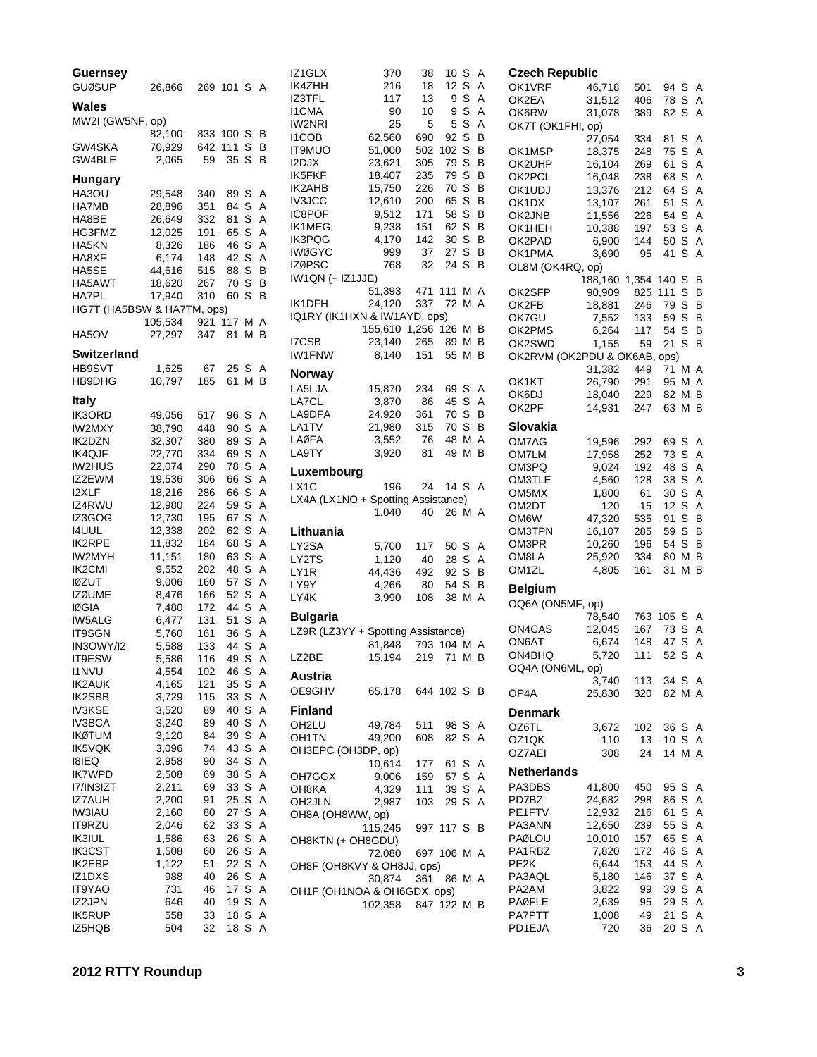## Guernsey

| Call | Score | QSOs | Mults | | |
|---|---|---|---|---|---|
| GUØSUP | 26,866 | 269 | 101 | S | A |

## Wales

| Call | Score | QSOs | Mults | | |
|---|---|---|---|---|---|
| MW2I (GW5NF, op) | 82,100 | 833 | 100 | S | B |
| GW4SKA | 70,929 | 642 | 111 | S | B |
| GW4BLE | 2,065 | 59 | 35 | S | B |

## Hungary

| Call | Score | QSOs | Mults | | |
|---|---|---|---|---|---|
| HA3OU | 29,548 | 340 | 89 | S | A |
| HA7MB | 28,896 | 351 | 84 | S | A |
| HA8BE | 26,649 | 332 | 81 | S | A |
| HG3FMZ | 12,025 | 191 | 65 | S | A |
| HA5KN | 8,326 | 186 | 46 | S | A |
| HA8XF | 6,174 | 148 | 42 | S | A |
| HA5SE | 44,616 | 515 | 88 | S | B |
| HA5AWT | 18,620 | 267 | 70 | S | B |
| HA7PL | 17,940 | 310 | 60 | S | B |
| HG7T (HA5BSW & HA7TM, ops) | 105,534 | 921 | 117 | M | A |
| HA5OV | 27,297 | 347 | 81 | M | B |

## Switzerland

| Call | Score | QSOs | Mults | | |
|---|---|---|---|---|---|
| HB9SVT | 1,625 | 67 | 25 | S | A |
| HB9DHG | 10,797 | 185 | 61 | M | B |

## Italy

| Call | Score | QSOs | Mults | | |
|---|---|---|---|---|---|
| IK3ORD | 49,056 | 517 | 96 | S | A |
| IW2MXY | 38,790 | 448 | 90 | S | A |
| IK2DZN | 32,307 | 380 | 89 | S | A |
| IK4QJF | 22,770 | 334 | 69 | S | A |
| IW2HUS | 22,074 | 290 | 78 | S | A |
| IZ2EWM | 19,536 | 306 | 66 | S | A |
| I2XLF | 18,216 | 286 | 66 | S | A |
| IZ4RWU | 12,980 | 224 | 59 | S | A |
| IZ3GOG | 12,730 | 195 | 67 | S | A |
| I4UUL | 12,338 | 202 | 62 | S | A |
| IK2RPE | 11,832 | 184 | 68 | S | A |
| IW2MYH | 11,151 | 180 | 63 | S | A |
| IK2CMI | 9,552 | 202 | 48 | S | A |
| IØZUT | 9,006 | 160 | 57 | S | A |
| IZØUME | 8,476 | 166 | 52 | S | A |
| IØGIA | 7,480 | 172 | 44 | S | A |
| IW5ALG | 6,477 | 131 | 51 | S | A |
| IT9SGN | 5,760 | 161 | 36 | S | A |
| IN3OWY/I2 | 5,588 | 133 | 44 | S | A |
| IT9ESW | 5,586 | 116 | 49 | S | A |
| I1NVU | 4,554 | 102 | 46 | S | A |
| IK2AUK | 4,165 | 121 | 35 | S | A |
| IK2SBB | 3,729 | 115 | 33 | S | A |
| IV3KSE | 3,520 | 89 | 40 | S | A |
| IV3BCA | 3,240 | 89 | 40 | S | A |
| IKØTUM | 3,120 | 84 | 39 | S | A |
| IK5VQK | 3,096 | 74 | 43 | S | A |
| I8IEQ | 2,958 | 90 | 34 | S | A |
| IK7WPD | 2,508 | 69 | 38 | S | A |
| I7/IN3IZT | 2,211 | 69 | 33 | S | A |
| IZ7AUH | 2,200 | 91 | 25 | S | A |
| IW3IAU | 2,160 | 80 | 27 | S | A |
| IT9RZU | 2,046 | 62 | 33 | S | A |
| IK3IUL | 1,586 | 63 | 26 | S | A |
| IK3CST | 1,508 | 60 | 26 | S | A |
| IK2EBP | 1,122 | 51 | 22 | S | A |
| IZ1DXS | 988 | 40 | 26 | S | A |
| IT9YAO | 731 | 46 | 17 | S | A |
| IZ2JPN | 646 | 40 | 19 | S | A |
| IK5RUP | 558 | 33 | 18 | S | A |
| IZ5HQB | 504 | 32 | 18 | S | A |
| IZ1GLX | 370 | 38 | 10 | S | A |
| IK4ZHH | 216 | 18 | 12 | S | A |
| IZ3TFL | 117 | 13 | 9 | S | A |
| I1CMA | 90 | 10 | 9 | S | A |
| IW2NRI | 25 | 5 | 5 | S | A |
| I1COB | 62,560 | 690 | 92 | S | B |
| IT9MUO | 51,000 | 502 | 102 | S | B |
| I2DJX | 23,621 | 305 | 79 | S | B |
| IK5FKF | 18,407 | 235 | 79 | S | B |
| IK2AHB | 15,750 | 226 | 70 | S | B |
| IV3JCC | 12,610 | 200 | 65 | S | B |
| IC8POF | 9,512 | 171 | 58 | S | B |
| IK1MEG | 9,238 | 151 | 62 | S | B |
| IK3PQG | 4,170 | 142 | 30 | S | B |
| IWØGYC | 999 | 37 | 27 | S | B |
| IZØPSC | 768 | 32 | 24 | S | B |
| IW1QN (+ IZ1JJE) | 51,393 | 471 | 111 | M | A |
| IK1DFH | 24,120 | 337 | 72 | M | A |
| IQ1RY (IK1HXN & IW1AYD, ops) | 155,610 | 1,256 | 126 | M | B |
| I7CSB | 23,140 | 265 | 89 | M | B |
| IW1FNW | 8,140 | 151 | 55 | M | B |

## Norway

| Call | Score | QSOs | Mults | | |
|---|---|---|---|---|---|
| LA5LJA | 15,870 | 234 | 69 | S | A |
| LA7CL | 3,870 | 86 | 45 | S | A |
| LA9DFA | 24,920 | 361 | 70 | S | B |
| LA1TV | 21,980 | 315 | 70 | S | B |
| LAØFA | 3,552 | 76 | 48 | M | A |
| LA9TY | 3,920 | 81 | 49 | M | B |

## Luxembourg

| Call | Score | QSOs | Mults | | |
|---|---|---|---|---|---|
| LX1C | 196 | 24 | 14 | S | A |
| LX4A (LX1NO + Spotting Assistance) | 1,040 | 40 | 26 | M | A |

## Lithuania

| Call | Score | QSOs | Mults | | |
|---|---|---|---|---|---|
| LY2SA | 5,700 | 117 | 50 | S | A |
| LY2TS | 1,120 | 40 | 28 | S | A |
| LY1R | 44,436 | 492 | 92 | S | B |
| LY9Y | 4,266 | 80 | 54 | S | B |
| LY4K | 3,990 | 108 | 38 | M | A |

## Bulgaria

| Call | Score | QSOs | Mults | | |
|---|---|---|---|---|---|
| LZ9R (LZ3YY + Spotting Assistance) | 81,848 | 793 | 104 | M | A |
| LZ2BE | 15,194 | 219 | 71 | M | B |

## Austria

| Call | Score | QSOs | Mults | | |
|---|---|---|---|---|---|
| OE9GHV | 65,178 | 644 | 102 | S | B |

## Finland

| Call | Score | QSOs | Mults | | |
|---|---|---|---|---|---|
| OH2LU | 49,784 | 511 | 98 | S | A |
| OH1TN | 49,200 | 608 | 82 | S | A |
| OH3EPC (OH3DP, op) | 10,614 | 177 | 61 | S | A |
| OH7GGX | 9,006 | 159 | 57 | S | A |
| OH8KA | 4,329 | 111 | 39 | S | A |
| OH2JLN | 2,987 | 103 | 29 | S | A |
| OH8A (OH8WW, op) | 115,245 | 997 | 117 | S | B |
| OH8KTN (+ OH8GDU) | 72,080 | 697 | 106 | M | A |
| OH8F (OH8KVY & OH8JJ, ops) | 30,874 | 361 | 86 | M | A |
| OH1F (OH1NOA & OH6GDX, ops) | 102,358 | 847 | 122 | M | B |

## Czech Republic

| Call | Score | QSOs | Mults | | |
|---|---|---|---|---|---|
| OK1VRF | 46,718 | 501 | 94 | S | A |
| OK2EA | 31,512 | 406 | 78 | S | A |
| OK6RW | 31,078 | 389 | 82 | S | A |
| OK7T (OK1FHI, op) | 27,054 | 334 | 81 | S | A |
| OK1MSP | 18,375 | 248 | 75 | S | A |
| OK2UHP | 16,104 | 269 | 61 | S | A |
| OK2PCL | 16,048 | 238 | 68 | S | A |
| OK1UDJ | 13,376 | 212 | 64 | S | A |
| OK1DX | 13,107 | 261 | 51 | S | A |
| OK2JNB | 11,556 | 226 | 54 | S | A |
| OK1HEH | 10,388 | 197 | 53 | S | A |
| OK2PAD | 6,900 | 144 | 50 | S | A |
| OK1PMA | 3,690 | 95 | 41 | S | A |
| OL8M (OK4RQ, op) | 188,160 | 1,354 | 140 | S | B |
| OK2SFP | 90,909 | 825 | 111 | S | B |
| OK2FB | 18,881 | 246 | 79 | S | B |
| OK7GU | 7,552 | 133 | 59 | S | B |
| OK2PMS | 6,264 | 117 | 54 | S | B |
| OK2SWD | 1,155 | 59 | 21 | S | B |
| OK2RVM (OK2PDU & OK6AB, ops) | 31,382 | 449 | 71 | M | A |
| OK1KT | 26,790 | 291 | 95 | M | A |
| OK6DJ | 18,040 | 229 | 82 | M | B |
| OK2PF | 14,931 | 247 | 63 | M | B |

## Slovakia

| Call | Score | QSOs | Mults | | |
|---|---|---|---|---|---|
| OM7AG | 19,596 | 292 | 69 | S | A |
| OM7LM | 17,958 | 252 | 73 | S | A |
| OM3PQ | 9,024 | 192 | 48 | S | A |
| OM3TLE | 4,560 | 128 | 38 | S | A |
| OM5MX | 1,800 | 61 | 30 | S | A |
| OM2DT | 120 | 15 | 12 | S | A |
| OM6W | 47,320 | 535 | 91 | S | B |
| OM3TPN | 16,107 | 285 | 59 | S | B |
| OM3PR | 10,260 | 196 | 54 | S | B |
| OM8LA | 25,920 | 334 | 80 | M | B |
| OM1ZL | 4,805 | 161 | 31 | M | B |

## Belgium

| Call | Score | QSOs | Mults | | |
|---|---|---|---|---|---|
| OQ6A (ON5MF, op) | 78,540 | 763 | 105 | S | A |
| ON4CAS | 12,045 | 167 | 73 | S | A |
| ON6AT | 6,674 | 148 | 47 | S | A |
| ON4BHQ | 5,720 | 111 | 52 | S | A |
| OQ4A (ON6ML, op) | 3,740 | 113 | 34 | S | A |
| OP4A | 25,830 | 320 | 82 | M | A |

## Denmark

| Call | Score | QSOs | Mults | | |
|---|---|---|---|---|---|
| OZ6TL | 3,672 | 102 | 36 | S | A |
| OZ1QK | 110 | 13 | 10 | S | A |
| OZ7AEI | 308 | 24 | 14 | M | A |

## Netherlands

| Call | Score | QSOs | Mults | | |
|---|---|---|---|---|---|
| PA3DBS | 41,800 | 450 | 95 | S | A |
| PD7BZ | 24,682 | 298 | 86 | S | A |
| PE1FTV | 12,932 | 216 | 61 | S | A |
| PA3ANN | 12,650 | 239 | 55 | S | A |
| PAØLOU | 10,010 | 157 | 65 | S | A |
| PA1RBZ | 7,820 | 172 | 46 | S | A |
| PE2K | 6,644 | 153 | 44 | S | A |
| PA3AQL | 5,180 | 146 | 37 | S | A |
| PA2AM | 3,822 | 99 | 39 | S | A |
| PAØFLE | 2,639 | 95 | 29 | S | A |
| PA7PTT | 1,008 | 49 | 21 | S | A |
| PD1EJA | 720 | 36 | 20 | S | A |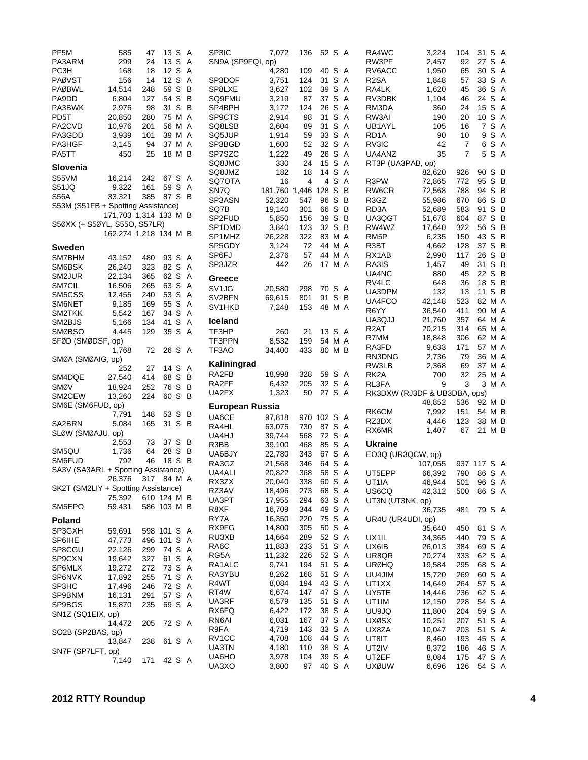| Call | Score | QSOs | Mults | Power | Category |
|---|---|---|---|---|---|
| PF5M | 585 | 47 | 13 | S | A |
| PA3ARM | 299 | 24 | 13 | S | A |
| PC3H | 168 | 18 | 12 | S | A |
| PAØVST | 156 | 14 | 12 | S | A |
| PAØBWL | 14,514 | 248 | 59 | S | B |
| PA9DD | 6,804 | 127 | 54 | S | B |
| PA3BWK | 2,976 | 98 | 31 | S | B |
| PD5T | 20,850 | 280 | 75 | M | A |
| PA2CVD | 10,976 | 201 | 56 | M | A |
| PA3GDD | 3,939 | 101 | 39 | M | A |
| PA3HGF | 3,145 | 94 | 37 | M | A |
| PA5TT | 450 | 25 | 18 | M | B |

## Slovenia

| Call | Score | QSOs | Mults | Power | Category |
|---|---|---|---|---|---|
| S55VM | 16,214 | 242 | 67 | S | A |
| S51JQ | 9,322 | 161 | 59 | S | A |
| S56A | 33,321 | 385 | 87 | S | B |
| S53M (S51FB + Spotting Assistance) | 171,703 | 1,314 | 133 | M | B |
| S5ØXX (+ S5ØYL, S55O, S57LR) | 162,274 | 1,218 | 134 | M | B |

## Sweden

| Call | Score | QSOs | Mults | Power | Category |
|---|---|---|---|---|---|
| SM7BHM | 43,152 | 480 | 93 | S | A |
| SM6BSK | 26,240 | 323 | 82 | S | A |
| SM2JUR | 22,134 | 365 | 62 | S | A |
| SM7CIL | 16,506 | 265 | 63 | S | A |
| SM5CSS | 12,455 | 240 | 53 | S | A |
| SM6NET | 9,185 | 169 | 55 | S | A |
| SM2TKK | 5,542 | 167 | 34 | S | A |
| SM2BJS | 5,166 | 134 | 41 | S | A |
| SMØBSO | 4,445 | 129 | 35 | S | A |
| SFØD (SMØDSF, op) | 1,768 | 72 | 26 | S | A |
| SMØA (SMØAIG, op) | 252 | 27 | 14 | S | A |
| SM4DQE | 27,540 | 414 | 68 | S | B |
| SMØV | 18,924 | 252 | 76 | S | B |
| SM2CEW | 13,260 | 224 | 60 | S | B |
| SM6E (SM6FUD, op) | 7,791 | 148 | 53 | S | B |
| SA2BRN | 5,084 | 165 | 31 | S | B |
| SLØW (SMØAJU, op) | 2,553 | 73 | 37 | S | B |
| SM5QU | 1,736 | 64 | 28 | S | B |
| SM6FUD | 792 | 46 | 18 | S | B |
| SA3V (SA3ARL + Spotting Assistance) | 26,376 | 317 | 84 | M | A |
| SK2T (SM2LIY + Spotting Assistance) | 75,392 | 610 | 124 | M | B |
| SM5EPO | 59,431 | 586 | 103 | M | B |

## Poland

| Call | Score | QSOs | Mults | Power | Category |
|---|---|---|---|---|---|
| SP3GXH | 59,691 | 598 | 101 | S | A |
| SP6IHE | 47,773 | 496 | 101 | S | A |
| SP8CGU | 22,126 | 299 | 74 | S | A |
| SP9CXN | 19,642 | 327 | 61 | S | A |
| SP6MLX | 19,272 | 272 | 73 | S | A |
| SP6NVK | 17,892 | 255 | 71 | S | A |
| SP3HC | 17,496 | 246 | 72 | S | A |
| SP9BNM | 16,131 | 291 | 57 | S | A |
| SP9BGS | 15,870 | 235 | 69 | S | A |
| SN1Z (SQ1EIX, op) | 14,472 | 205 | 72 | S | A |
| SO2B (SP2BAS, op) | 13,847 | 238 | 61 | S | A |
| SN7F (SP7LFT, op) | 7,140 | 171 | 42 | S | A |
| SP3IC | 7,072 | 136 | 52 | S | A |
| SN9A (SP9FQI, op) | 4,280 | 109 | 40 | S | A |
| SP3DOF | 3,751 | 124 | 31 | S | A |
| SP8LXE | 3,627 | 102 | 39 | S | A |
| SQ9FMU | 3,219 | 87 | 37 | S | A |
| SP4BPH | 3,172 | 124 | 26 | S | A |
| SP9CTS | 2,914 | 98 | 31 | S | A |
| SQ8LSB | 2,604 | 89 | 31 | S | A |
| SQ5JUP | 1,914 | 59 | 33 | S | A |
| SP3BGD | 1,600 | 52 | 32 | S | A |
| SP7SZC | 1,222 | 49 | 26 | S | A |
| SQ8JMC | 330 | 24 | 15 | S | A |
| SQ8JMZ | 182 | 18 | 14 | S | A |
| SQ7OTA | 16 | 4 | 4 | S | A |
| SN7Q | 181,760 | 1,446 | 128 | S | B |
| SP3ASN | 52,320 | 547 | 96 | S | B |
| SQ7B | 19,140 | 301 | 66 | S | B |
| SP2FUD | 5,850 | 156 | 39 | S | B |
| SP1DMD | 3,840 | 123 | 32 | S | B |
| SP1MHZ | 26,228 | 322 | 83 | M | A |
| SP5GDY | 3,124 | 72 | 44 | M | A |
| SP6FJ | 2,376 | 57 | 44 | M | A |
| SP3JZR | 442 | 26 | 17 | M | A |

## Greece

| Call | Score | QSOs | Mults | Power | Category |
|---|---|---|---|---|---|
| SV1JG | 20,580 | 298 | 70 | S | A |
| SV2BFN | 69,615 | 801 | 91 | S | B |
| SV1HKD | 7,248 | 153 | 48 | M | A |

## Iceland

| Call | Score | QSOs | Mults | Power | Category |
|---|---|---|---|---|---|
| TF3HP | 260 | 21 | 13 | S | A |
| TF3PPN | 8,532 | 159 | 54 | M | A |
| TF3AO | 34,400 | 433 | 80 | M | B |

## Kaliningrad

| Call | Score | QSOs | Mults | Power | Category |
|---|---|---|---|---|---|
| RA2FB | 18,998 | 328 | 59 | S | A |
| RA2FF | 6,432 | 205 | 32 | S | A |
| UA2FX | 1,323 | 50 | 27 | S | A |

## European Russia

| Call | Score | QSOs | Mults | Power | Category |
|---|---|---|---|---|---|
| UA6CE | 97,818 | 970 | 102 | S | A |
| RA4HL | 63,075 | 730 | 87 | S | A |
| UA4HJ | 39,744 | 568 | 72 | S | A |
| R3BB | 39,100 | 468 | 85 | S | A |
| UA6BJY | 22,780 | 343 | 67 | S | A |
| RA3GZ | 21,568 | 346 | 64 | S | A |
| UA4ALI | 20,822 | 368 | 58 | S | A |
| RX3ZX | 20,040 | 338 | 60 | S | A |
| RZ3AV | 18,496 | 273 | 68 | S | A |
| UA3PT | 17,955 | 294 | 63 | S | A |
| R8XF | 16,709 | 344 | 49 | S | A |
| RY7A | 16,350 | 220 | 75 | S | A |
| RX9FG | 14,800 | 305 | 50 | S | A |
| RU3XB | 14,664 | 289 | 52 | S | A |
| RA6C | 11,883 | 233 | 51 | S | A |
| RG5A | 11,232 | 226 | 52 | S | A |
| RA1ALC | 9,741 | 194 | 51 | S | A |
| RA3YBU | 8,262 | 168 | 51 | S | A |
| R4WT | 8,084 | 194 | 43 | S | A |
| RT4W | 6,674 | 147 | 47 | S | A |
| UA3RF | 6,579 | 135 | 51 | S | A |
| RX6FQ | 6,422 | 172 | 38 | S | A |
| RN6AI | 6,031 | 167 | 37 | S | A |
| R9FA | 4,719 | 143 | 33 | S | A |
| RV1CC | 4,708 | 108 | 44 | S | A |
| UA3TN | 4,180 | 110 | 38 | S | A |
| UA6HO | 3,978 | 104 | 39 | S | A |
| UA3XO | 3,800 | 97 | 40 | S | A |
| RA4WC | 3,224 | 104 | 31 | S | A |
| RW3PF | 2,457 | 92 | 27 | S | A |
| RV6ACC | 1,950 | 65 | 30 | S | A |
| R2SA | 1,848 | 57 | 33 | S | A |
| RA4LK | 1,620 | 45 | 36 | S | A |
| RV3DBK | 1,104 | 46 | 24 | S | A |
| RM3DA | 360 | 24 | 15 | S | A |
| RW3AI | 190 | 20 | 10 | S | A |
| UB1AYL | 105 | 16 | 7 | S | A |
| RD1A | 90 | 10 | 9 | S | A |
| RV3IC | 42 | 7 | 6 | S | A |
| UA4ANZ | 35 | 7 | 5 | S | A |
| RT3P (UA3PAB, op) | 82,620 | 926 | 90 | S | B |
| R3PW | 72,865 | 772 | 95 | S | B |
| RW6CR | 72,568 | 788 | 94 | S | B |
| R3GZ | 55,986 | 670 | 86 | S | B |
| RD3A | 52,689 | 583 | 91 | S | B |
| UA3QGT | 51,678 | 604 | 87 | S | B |
| RW4WZ | 17,640 | 322 | 56 | S | B |
| RM5P | 6,235 | 150 | 43 | S | B |
| R3BT | 4,662 | 128 | 37 | S | B |
| RX1AB | 2,990 | 117 | 26 | S | B |
| RA3IS | 1,457 | 49 | 31 | S | B |
| UA4NC | 880 | 45 | 22 | S | B |
| RV4LC | 648 | 36 | 18 | S | B |
| UA3DPM | 132 | 13 | 11 | S | B |
| UA4FCO | 42,148 | 523 | 82 | M | A |
| R6YY | 36,540 | 411 | 90 | M | A |
| UA3QJJ | 21,760 | 357 | 64 | M | A |
| R2AT | 20,215 | 314 | 65 | M | A |
| R7MM | 18,848 | 306 | 62 | M | A |
| RA3FD | 9,633 | 171 | 57 | M | A |
| RN3DNG | 2,736 | 79 | 36 | M | A |
| RW3LB | 2,368 | 69 | 37 | M | A |
| RK2A | 700 | 32 | 25 | M | A |
| RL3FA | 9 | 3 | 3 | M | A |
| RK3DXW (RJ3DF & UB3DBA, ops) | 48,852 | 536 | 92 | M | B |
| RK6CM | 7,992 | 151 | 54 | M | B |
| RZ3DX | 4,446 | 123 | 38 | M | B |
| RX6MR | 1,407 | 67 | 21 | M | B |

## Ukraine

| Call | Score | QSOs | Mults | Power | Category |
|---|---|---|---|---|---|
| EO3Q (UR3QCW, op) | 107,055 | 937 | 117 | S | A |
| UT5EPP | 66,392 | 790 | 86 | S | A |
| UT1IA | 46,944 | 501 | 96 | S | A |
| US6CQ | 42,312 | 500 | 86 | S | A |
| UT3N (UT3NK, op) | 36,735 | 481 | 79 | S | A |
| UR4U (UR4UDI, op) | 35,640 | 450 | 81 | S | A |
| UX1IL | 34,365 | 440 | 79 | S | A |
| UX6IB | 26,013 | 384 | 69 | S | A |
| UR8QR | 20,274 | 333 | 62 | S | A |
| URØHQ | 19,584 | 295 | 68 | S | A |
| UU4JIM | 15,720 | 269 | 60 | S | A |
| UT1XX | 14,649 | 264 | 57 | S | A |
| UY5TE | 14,446 | 236 | 62 | S | A |
| UT1IM | 12,150 | 228 | 54 | S | A |
| UU9JQ | 11,800 | 204 | 59 | S | A |
| UXØSX | 10,251 | 207 | 51 | S | A |
| UX8ZA | 10,047 | 203 | 51 | S | A |
| UT8IT | 8,460 | 193 | 45 | S | A |
| UT2IV | 8,372 | 186 | 46 | S | A |
| UT2EF | 8,084 | 175 | 47 | S | A |
| UXØUW | 6,696 | 126 | 54 | S | A |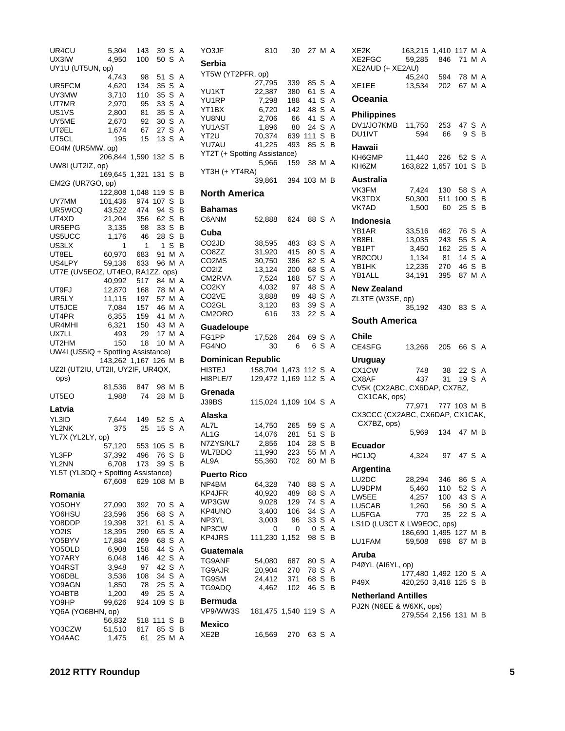UR4CU 5,304 143 39 S A
UX3IW 4,950 100 50 S A
UY1U (UT5UN, op)
4,743 98 51 S A
UR5FCM 4,620 134 35 S A
UY3MW 3,710 110 35 S A
UT7MR 2,970 95 33 S A
US1VS 2,800 81 35 S A
UY5ME 2,670 92 30 S A
UTØEL 1,674 67 27 S A
UT5CL 195 15 13 S A
EO4M (UR5MW, op)
206,844 1,590 132 S B
UW8I (UT2IZ, op)
169,645 1,321 131 S B
EM2G (UR7GO, op)
122,808 1,048 119 S B
UY7MM 101,436 974 107 S B
UR5WCQ 43,522 474 94 S B
UT4XD 21,204 356 62 S B
UR5EPG 3,135 98 33 S B
US5UCC 1,176 46 28 S B
US3LX 1 1 1 S B
UT8EL 60,970 683 91 M A
US4LPY 59,136 633 96 M A
UT7E (UV5EOZ, UT4EO, RA1ZZ, ops)
40,992 517 84 M A
UT9FJ 12,870 168 78 M A
UR5LY 11,115 197 57 M A
UT5JCE 7,084 157 46 M A
UT4PR 6,355 159 41 M A
UR4MHI 6,321 150 43 M A
UX7LL 493 29 17 M A
UT2HM 150 18 10 M A
UW4I (US5IQ + Spotting Assistance)
143,262 1,167 126 M B
UZ2I (UT2IU, UT2II, UY2IF, UR4QX, ops)
81,536 847 98 M B
UT5EO 1,988 74 28 M B

### Latvia

YL3ID 7,644 149 52 S A
YL2NK 375 25 15 S A
YL7X (YL2LY, op)
57,120 553 105 S B
YL3FP 37,392 496 76 S B
YL2NN 6,708 173 39 S B
YL5T (YL3DQ + Spotting Assistance)
67,608 629 108 M B

### Romania

YO5OHY 27,090 392 70 S A
YO6HSU 23,596 356 68 S A
YO8DDP 19,398 321 61 S A
YO2IS 18,395 290 65 S A
YO5BYV 17,884 269 68 S A
YO5OLD 6,908 158 44 S A
YO7ARY 6,048 146 42 S A
YO4RST 3,948 97 42 S A
YO6DBL 3,536 108 34 S A
YO9AGN 1,850 78 25 S A
YO4BTB 1,200 49 25 S A
YO9HP 99,626 924 109 S B
YQ6A (YO6BHN, op)
56,832 518 111 S B
YO3CZW 51,510 617 85 S B
YO4AAC 1,475 61 25 M A
YO3JF 810 30 27 M A

### Serbia

YT5W (YT2PFR, op)
27,795 339 85 S A
YU1KT 22,387 380 61 S A
YU1RP 7,298 188 41 S A
YT1BX 6,720 142 48 S A
YU8NU 2,706 66 41 S A
YU1AST 1,896 80 24 S A
YT2U 70,374 639 111 S B
YU7AU 41,225 493 85 S B
YT2T (+ Spotting Assistance)
5,966 159 38 M A
YT3H (+ YT4RA)
39,861 394 103 M B

## North America

### Bahamas

C6ANM 52,888 624 88 S A

### Cuba

CO2JD 38,595 483 83 S A
CO8ZZ 31,920 415 80 S A
CO2MS 30,750 386 82 S A
CO2IZ 13,124 200 68 S A
CM2RVA 7,524 168 57 S A
CO2KY 4,032 97 48 S A
CO2VE 3,888 89 48 S A
CO2GL 3,120 83 39 S A
CM2ORO 616 33 22 S A

### Guadeloupe

FG1PP 17,526 264 69 S A
FG4NO 30 6 6 S A

### Dominican Republic

HI3TEJ 158,704 1,473 112 S A
HI8PLE/7 129,472 1,169 112 S A

### Grenada

J39BS 115,024 1,109 104 S A

### Alaska

AL7L 14,750 265 59 S A
AL1G 14,076 281 51 S B
N7ZYS/KL7 2,856 104 28 S B
WL7BDO 11,990 223 55 M A
AL9A 55,360 702 80 M B

### Puerto Rico

NP4BM 64,328 740 88 S A
KP4JFR 40,920 489 88 S A
WP3GW 9,028 129 74 S A
KP4UNO 3,400 106 34 S A
NP3YL 3,003 96 33 S A
NP3CW 0 0 0 S A
KP4JRS 111,230 1,152 98 S B

### Guatemala

TG9ANF 54,080 687 80 S A
TG9AJR 20,904 270 78 S A
TG9SM 24,412 371 68 S B
TG9ADQ 4,462 102 46 S B

### Bermuda

VP9/WW3S 181,475 1,540 119 S A

### Mexico

XE2B 16,569 270 63 S A
XE2K 163,215 1,410 117 M A
XE2FGC 59,285 846 71 M A
XE2AUD (+ XE2AU)
45,240 594 78 M A
XE1EE 13,534 202 67 M A

## Oceania

### Philippines

DV1/JO7KMB 11,750 253 47 S A
DU1IVT 594 66 9 S B

### Hawaii

KH6GMP 11,440 226 52 S A
KH6ZM 163,822 1,657 101 S B

### Australia

VK3FM 7,424 130 58 S A
VK3TDX 50,300 511 100 S B
VK7AD 1,500 60 25 S B

### Indonesia

YB1AR 33,516 462 76 S A
YB8EL 13,035 243 55 S A
YB1PT 3,450 162 25 S A
YBØCOU 1,134 81 14 S A
YB1HK 12,236 270 46 S B
YB1ALL 34,191 395 87 M A

### New Zealand

ZL3TE (W3SE, op)
35,192 430 83 S A

## South America

### Chile

CE4SFG 13,266 205 66 S A

### Uruguay

CX1CW 748 38 22 S A
CX8AF 437 31 19 S A
CV5K (CX2ABC, CX6DAP, CX7BZ, CX1CAK, ops)
77,971 777 103 M B
CX3CCC (CX2ABC, CX6DAP, CX1CAK, CX7BZ, ops)
5,969 134 47 M B

### Ecuador

HC1JQ 4,324 97 47 S A

### Argentina

LU2DC 28,294 346 86 S A
LU9DPM 5,460 110 52 S A
LW5EE 4,257 100 43 S A
LU5CAB 1,260 56 30 S A
LU5FGA 770 35 22 S A
LS1D (LU3CT & LW9EOC, ops)
186,690 1,495 127 M B
LU1FAM 59,508 698 87 M B

### Aruba

P4ØYL (AI6YL, op)
177,480 1,492 120 S A
P49X 420,250 3,418 125 S B

### Netherland Antilles

PJ2N (N6EE & W6XK, ops)
279,554 2,156 131 M B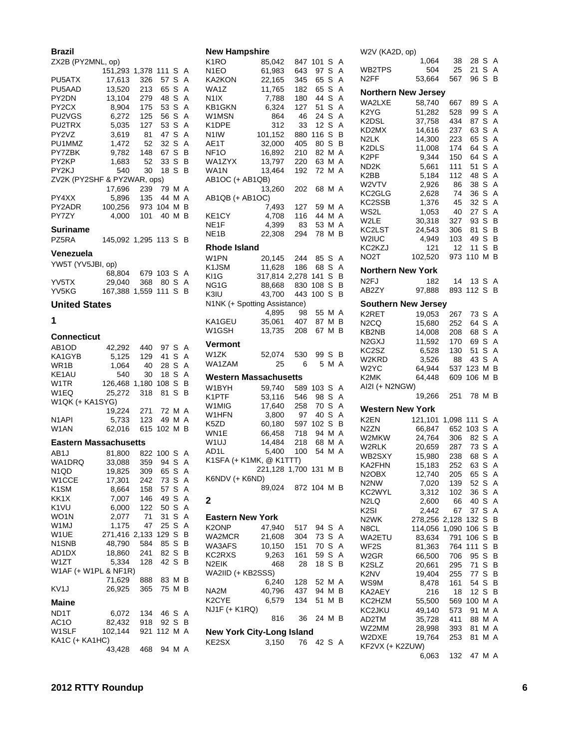### Brazil

| Call | Score | QSOs | Mults | Power | Class |
|---|---|---|---|---|---|
| ZX2B (PY2MNL, op) | | | | | |
| | 151,293 | 1,378 | 111 | S | A |
| PU5ATX | 17,613 | 326 | 57 | S | A |
| PU5AAD | 13,520 | 213 | 65 | S | A |
| PY2DN | 13,104 | 279 | 48 | S | A |
| PY2CX | 8,904 | 175 | 53 | S | A |
| PU2VGS | 6,272 | 125 | 56 | S | A |
| PU2TRX | 5,035 | 127 | 53 | S | A |
| PY2VZ | 3,619 | 81 | 47 | S | A |
| PU1MMZ | 1,472 | 52 | 32 | S | A |
| PY7ZBK | 9,782 | 148 | 67 | S | B |
| PY2KP | 1,683 | 52 | 33 | S | B |
| PY2KJ | 540 | 30 | 18 | S | B |
| ZV2K (PY2SHF & PY2WAR, ops) | | | | | |
| | 17,696 | 239 | 79 | M | A |
| PY4XX | 5,896 | 135 | 44 | M | A |
| PY2ADR | 100,256 | 973 | 104 | M | B |
| PY7ZY | 4,000 | 101 | 40 | M | B |

### Suriname

| Call | Score | QSOs | Mults | Power | Class |
|---|---|---|---|---|---|
| PZ5RA | 145,092 | 1,295 | 113 | S | B |

### Venezuela

| Call | Score | QSOs | Mults | Power | Class |
|---|---|---|---|---|---|
| YW5T (YV5JBI, op) | | | | | |
| | 68,804 | 679 | 103 | S | A |
| YV5TX | 29,040 | 368 | 80 | S | A |
| YV5KG | 167,388 | 1,559 | 111 | S | B |

## United States

## 1

### Connecticut

| Call | Score | QSOs | Mults | Power | Class |
|---|---|---|---|---|---|
| AB1OD | 42,292 | 440 | 97 | S | A |
| KA1GYB | 5,125 | 129 | 41 | S | A |
| WR1B | 1,064 | 40 | 28 | S | A |
| KE1AU | 540 | 30 | 18 | S | A |
| W1TR | 126,468 | 1,180 | 108 | S | B |
| W1EQ | 25,272 | 318 | 81 | S | B |
| W1QK (+ KA1SYG) | | | | | |
| | 19,224 | 271 | 72 | M | A |
| N1API | 5,733 | 123 | 49 | M | A |
| W1AN | 62,016 | 615 | 102 | M | B |

### Eastern Massachusetts

| Call | Score | QSOs | Mults | Power | Class |
|---|---|---|---|---|---|
| AB1J | 81,800 | 822 | 100 | S | A |
| WA1DRQ | 33,088 | 359 | 94 | S | A |
| N1QD | 19,825 | 309 | 65 | S | A |
| W1CCE | 17,301 | 242 | 73 | S | A |
| K1SM | 8,664 | 158 | 57 | S | A |
| KK1X | 7,007 | 146 | 49 | S | A |
| K1VU | 6,000 | 122 | 50 | S | A |
| WO1N | 2,077 | 71 | 31 | S | A |
| W1MJ | 1,175 | 47 | 25 | S | A |
| W1UE | 271,416 | 2,133 | 129 | S | B |
| N1SNB | 48,790 | 584 | 85 | S | B |
| AD1DX | 18,860 | 241 | 82 | S | B |
| W1ZT | 5,334 | 128 | 42 | S | B |
| W1AF (+ W1PL & NF1R) | | | | | |
| | 71,629 | 888 | 83 | M | B |
| KV1J | 26,925 | 365 | 75 | M | B |

### Maine

| Call | Score | QSOs | Mults | Power | Class |
|---|---|---|---|---|---|
| ND1T | 6,072 | 134 | 46 | S | A |
| AC1O | 82,432 | 918 | 92 | S | B |
| W1SLF | 102,144 | 921 | 112 | M | A |
| KA1C (+ KA1HC) | | | | | |
| | 43,428 | 468 | 94 | M | A |

### New Hampshire

| Call | Score | QSOs | Mults | Power | Class |
|---|---|---|---|---|---|
| K1RO | 85,042 | 847 | 101 | S | A |
| N1EO | 61,983 | 643 | 97 | S | A |
| KA2KON | 22,165 | 345 | 65 | S | A |
| WA1Z | 11,765 | 182 | 65 | S | A |
| N1IX | 7,788 | 180 | 44 | S | A |
| KB1GKN | 6,324 | 127 | 51 | S | A |
| W1MSN | 864 | 46 | 24 | S | A |
| K1DPE | 312 | 33 | 12 | S | A |
| N1IW | 101,152 | 880 | 116 | S | B |
| AE1T | 32,000 | 405 | 80 | S | B |
| NF1O | 16,892 | 210 | 82 | M | A |
| WA1ZYX | 13,797 | 220 | 63 | M | A |
| WA1N | 13,464 | 192 | 72 | M | A |
| AB1OC (+ AB1QB) | | | | | |
| | 13,260 | 202 | 68 | M | A |
| AB1QB (+ AB1OC) | | | | | |
| | 7,493 | 127 | 59 | M | A |
| KE1CY | 4,708 | 116 | 44 | M | A |
| NE1F | 4,399 | 83 | 53 | M | A |
| NE1B | 22,308 | 294 | 78 | M | B |

### Rhode Island

| Call | Score | QSOs | Mults | Power | Class |
|---|---|---|---|---|---|
| W1PN | 20,145 | 244 | 85 | S | A |
| K1JSM | 11,628 | 186 | 68 | S | A |
| KI1G | 317,814 | 2,278 | 141 | S | B |
| NG1G | 88,668 | 830 | 108 | S | B |
| K3IU | 43,700 | 443 | 100 | S | B |
| N1NK (+ Spotting Assistance) | | | | | |
| | 4,895 | 98 | 55 | M | A |
| KA1GEU | 35,061 | 407 | 87 | M | B |
| W1GSH | 13,735 | 208 | 67 | M | B |

### Vermont

| Call | Score | QSOs | Mults | Power | Class |
|---|---|---|---|---|---|
| W1ZK | 52,074 | 530 | 99 | S | B |
| WA1ZAM | 25 | 6 | 5 | M | A |

### Western Massachusetts

| Call | Score | QSOs | Mults | Power | Class |
|---|---|---|---|---|---|
| W1BYH | 59,740 | 589 | 103 | S | A |
| K1PTF | 53,116 | 546 | 98 | S | A |
| W1MIG | 17,640 | 258 | 70 | S | A |
| W1HFN | 3,800 | 97 | 40 | S | A |
| K5ZD | 60,180 | 597 | 102 | S | B |
| WN1E | 66,458 | 718 | 94 | M | A |
| W1UJ | 14,484 | 218 | 68 | M | A |
| AD1L | 5,400 | 100 | 54 | M | A |
| K1SFA (+ K1MK, @ K1TTT) | | | | | |
| | 221,128 | 1,700 | 131 | M | B |
| K6NDV (+ K6ND) | | | | | |
| | 89,024 | 872 | 104 | M | B |

## 2

### Eastern New York

| Call | Score | QSOs | Mults | Power | Class |
|---|---|---|---|---|---|
| K2ONP | 47,940 | 517 | 94 | S | A |
| WA2MCR | 21,608 | 304 | 73 | S | A |
| WA3AFS | 10,150 | 151 | 70 | S | A |
| KC2RXS | 9,263 | 161 | 59 | S | A |
| N2EIK | 468 | 28 | 18 | S | B |
| WA2IID (+ KB2SSS) | | | | | |
| | 6,240 | 128 | 52 | M | A |
| NA2M | 40,796 | 437 | 94 | M | B |
| K2CYE | 6,579 | 134 | 51 | M | B |
| NJ1F (+ K1RQ) | | | | | |
| | 816 | 36 | 24 | M | B |

### New York City-Long Island

| Call | Score | QSOs | Mults | Power | Class |
|---|---|---|---|---|---|
| KE2SX | 3,150 | 76 | 42 | S | A |
| W2V (KA2D, op) | | | | | |
| | 1,064 | 38 | 28 | S | A |
| WB2TPS | 504 | 25 | 21 | S | A |
| N2FF | 53,664 | 567 | 96 | S | B |

### Northern New Jersey

| Call | Score | QSOs | Mults | Power | Class |
|---|---|---|---|---|---|
| WA2LXE | 58,740 | 667 | 89 | S | A |
| K2YG | 51,282 | 528 | 99 | S | A |
| K2DSL | 37,758 | 434 | 87 | S | A |
| KD2MX | 14,616 | 237 | 63 | S | A |
| N2LK | 14,300 | 223 | 65 | S | A |
| K2DLS | 11,008 | 174 | 64 | S | A |
| K2PF | 9,344 | 150 | 64 | S | A |
| ND2K | 5,661 | 111 | 51 | S | A |
| K2BB | 5,184 | 112 | 48 | S | A |
| W2VTV | 2,926 | 86 | 38 | S | A |
| KC2GLG | 2,628 | 74 | 36 | S | A |
| KC2SSB | 1,376 | 45 | 32 | S | A |
| WS2L | 1,053 | 40 | 27 | S | A |
| W2LE | 30,318 | 327 | 93 | S | B |
| KC2LST | 24,543 | 306 | 81 | S | B |
| W2IUC | 4,949 | 103 | 49 | S | B |
| KC2KZJ | 121 | 12 | 11 | S | B |
| NO2T | 102,520 | 973 | 110 | M | B |

### Northern New York

| Call | Score | QSOs | Mults | Power | Class |
|---|---|---|---|---|---|
| N2FJ | 182 | 14 | 13 | S | A |
| AB2ZY | 97,888 | 893 | 112 | S | B |

### Southern New Jersey

| Call | Score | QSOs | Mults | Power | Class |
|---|---|---|---|---|---|
| K2RET | 19,053 | 267 | 73 | S | A |
| N2CQ | 15,680 | 252 | 64 | S | A |
| KB2NB | 14,008 | 208 | 68 | S | A |
| N2GXJ | 11,592 | 170 | 69 | S | A |
| KC2SZ | 6,528 | 130 | 51 | S | A |
| W2KRD | 3,526 | 88 | 43 | S | A |
| W2YC | 64,944 | 537 | 123 | M | B |
| K2MK | 64,448 | 609 | 106 | M | B |
| AI2I (+ N2NGW) | | | | | |
| | 19,266 | 251 | 78 | M | B |

### Western New York

| Call | Score | QSOs | Mults | Power | Class |
|---|---|---|---|---|---|
| K2EN | 121,101 | 1,098 | 111 | S | A |
| N2ZN | 66,847 | 652 | 103 | S | A |
| W2MKW | 24,764 | 306 | 82 | S | A |
| W2RLK | 20,659 | 287 | 73 | S | A |
| WB2SXY | 15,980 | 238 | 68 | S | A |
| KA2FHN | 15,183 | 252 | 63 | S | A |
| N2OBX | 12,740 | 205 | 65 | S | A |
| N2NW | 7,020 | 139 | 52 | S | A |
| KC2WYL | 3,312 | 102 | 36 | S | A |
| N2LQ | 2,600 | 66 | 40 | S | A |
| K2SI | 2,442 | 67 | 37 | S | A |
| N2WK | 278,256 | 2,128 | 132 | S | B |
| N8CL | 114,056 | 1,090 | 106 | S | B |
| WA2ETU | 83,634 | 791 | 106 | S | B |
| WF2S | 81,363 | 764 | 111 | S | B |
| W2GR | 66,500 | 706 | 95 | S | B |
| K2SLZ | 20,661 | 295 | 71 | S | B |
| K2NV | 19,404 | 255 | 77 | S | B |
| WS9M | 8,478 | 161 | 54 | S | B |
| KA2AEY | 216 | 18 | 12 | S | B |
| KC2HZM | 55,500 | 569 | 100 | M | A |
| KC2JKU | 49,140 | 573 | 91 | M | A |
| AD2TM | 35,728 | 411 | 88 | M | A |
| WZ2MM | 28,998 | 393 | 81 | M | A |
| W2DXE | 19,764 | 253 | 81 | M | A |
| KF2VX (+ K2ZUW) | | | | | |
| | 6,063 | 132 | 47 | M | A |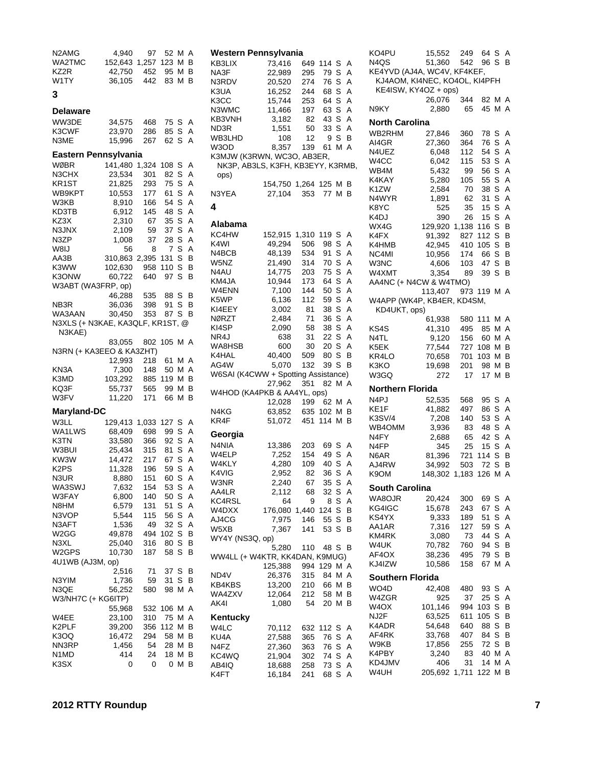| Call | Score | QSOs | Mults | Power | Category |
|---|---|---|---|---|---|
| N2AMG | 4,940 | 97 | 52 | M | A |
| WA2TMC | 152,643 | 1,257 | 123 | M | B |
| KZ2R | 42,750 | 452 | 95 | M | B |
| W1TY | 36,105 | 442 | 83 | M | B |

## 3

### Delaware

| Call | Score | QSOs | Mults | Power | Category |
|---|---|---|---|---|---|
| WW3DE | 34,575 | 468 | 75 | S | A |
| K3CWF | 23,970 | 286 | 85 | S | A |
| N3ME | 15,996 | 267 | 62 | S | A |

### Eastern Pennsylvania

| Call | Score | QSOs | Mults | Power | Category |
|---|---|---|---|---|---|
| WØBR | 141,480 | 1,324 | 108 | S | A |
| N3CHX | 23,534 | 301 | 82 | S | A |
| KR1ST | 21,825 | 293 | 75 | S | A |
| WB9KPT | 10,553 | 177 | 61 | S | A |
| W3KB | 8,910 | 166 | 54 | S | A |
| KD3TB | 6,912 | 145 | 48 | S | A |
| KZ3X | 2,310 | 67 | 35 | S | A |
| N3JNX | 2,109 | 59 | 37 | S | A |
| N3ZP | 1,008 | 37 | 28 | S | A |
| W8IJ | 56 | 8 | 7 | S | A |
| AA3B | 310,863 | 2,395 | 131 | S | B |
| K3WW | 102,630 | 958 | 110 | S | B |
| K3ONW | 60,722 | 640 | 97 | S | B |
| W3ABT (WA3FRP, op) | 46,288 | 535 | 88 | S | B |
| NB3R | 36,036 | 398 | 91 | S | B |
| WA3AAN | 30,450 | 353 | 87 | S | B |
| N3XLS (+ N3KAE, KA3QLF, KR1ST, @ N3KAE) | 83,055 | 802 | 105 | M | A |
| N3RN (+ KA3EEO & KA3ZHT) | 12,993 | 218 | 61 | M | A |
| KN3A | 7,300 | 148 | 50 | M | A |
| K3MD | 103,292 | 885 | 119 | M | B |
| KQ3F | 55,737 | 565 | 99 | M | B |
| W3FV | 11,220 | 171 | 66 | M | B |

### Maryland-DC

| Call | Score | QSOs | Mults | Power | Category |
|---|---|---|---|---|---|
| W3LL | 129,413 | 1,033 | 127 | S | A |
| WA1LWS | 68,409 | 698 | 99 | S | A |
| K3TN | 33,580 | 366 | 92 | S | A |
| W3BUI | 25,434 | 315 | 81 | S | A |
| KW3W | 14,472 | 217 | 67 | S | A |
| K2PS | 11,328 | 196 | 59 | S | A |
| N3UR | 8,880 | 151 | 60 | S | A |
| WA3SWJ | 7,632 | 154 | 53 | S | A |
| W3FAY | 6,800 | 140 | 50 | S | A |
| N8HM | 6,579 | 131 | 51 | S | A |
| N3VOP | 5,544 | 115 | 56 | S | A |
| N3AFT | 1,536 | 49 | 32 | S | A |
| W2GG | 49,878 | 494 | 102 | S | B |
| N3XL | 25,040 | 316 | 80 | S | B |
| W2GPS | 10,730 | 187 | 58 | S | B |
| 4U1WB (AJ3M, op) | 2,516 | 71 | 37 | S | B |
| N3YIM | 1,736 | 59 | 31 | S | B |
| N3QE | 56,252 | 580 | 98 | M | A |
| W3/NH7C (+ KG6ITP) | 55,968 | 532 | 106 | M | A |
| W4EE | 23,100 | 310 | 75 | M | A |
| K2PLF | 39,200 | 356 | 112 | M | B |
| K3OQ | 16,472 | 294 | 58 | M | B |
| NN3RP | 1,456 | 54 | 28 | M | B |
| N1MD | 414 | 24 | 18 | M | B |
| K3SX | 0 | 0 | 0 | M | B |

### Western Pennsylvania

| Call | Score | QSOs | Mults | Power | Category |
|---|---|---|---|---|---|
| KB3LIX | 73,416 | 649 | 114 | S | A |
| NA3F | 22,989 | 295 | 79 | S | A |
| N3RDV | 20,520 | 274 | 76 | S | A |
| K3UA | 16,252 | 244 | 68 | S | A |
| K3CC | 15,744 | 253 | 64 | S | A |
| N3WMC | 11,466 | 197 | 63 | S | A |
| KB3VNH | 3,182 | 82 | 43 | S | A |
| ND3R | 1,551 | 50 | 33 | S | A |
| WB3LHD | 108 | 12 | 9 | S | B |
| W3OD | 8,357 | 139 | 61 | M | A |
| K3MJW (K3RWN, WC3O, AB3ER, NK3P, AB3LS, K3FH, KB3EYY, K3RMB, ops) | 154,750 | 1,264 | 125 | M | B |
| N3YEA | 27,104 | 353 | 77 | M | B |

## 4

### Alabama

| Call | Score | QSOs | Mults | Power | Category |
|---|---|---|---|---|---|
| KC4HW | 152,915 | 1,310 | 119 | S | A |
| K4WI | 49,294 | 506 | 98 | S | A |
| N4BCB | 48,139 | 534 | 91 | S | A |
| W5NZ | 21,490 | 314 | 70 | S | A |
| N4AU | 14,775 | 203 | 75 | S | A |
| KM4JA | 10,944 | 173 | 64 | S | A |
| W4ENN | 7,100 | 144 | 50 | S | A |
| K5WP | 6,136 | 112 | 59 | S | A |
| KI4EEY | 3,002 | 81 | 38 | S | A |
| NØRZT | 2,484 | 71 | 36 | S | A |
| KI4SP | 2,090 | 58 | 38 | S | A |
| NR4J | 638 | 31 | 22 | S | A |
| WA8HSB | 600 | 30 | 20 | S | A |
| K4HAL | 40,400 | 509 | 80 | S | B |
| AG4W | 5,070 | 132 | 39 | S | B |
| W6SAI (K4CWW + Spotting Assistance) | 27,962 | 351 | 82 | M | A |
| W4HOD (KA4PKB & AA4YL, ops) | 12,028 | 199 | 62 | M | A |
| N4KG | 63,852 | 635 | 102 | M | B |
| KR4F | 51,072 | 451 | 114 | M | B |

### Georgia

| Call | Score | QSOs | Mults | Power | Category |
|---|---|---|---|---|---|
| N4NIA | 13,386 | 203 | 69 | S | A |
| W4ELP | 7,252 | 154 | 49 | S | A |
| W4KLY | 4,280 | 109 | 40 | S | A |
| K4VIG | 2,952 | 82 | 36 | S | A |
| W3NR | 2,240 | 67 | 35 | S | A |
| AA4LR | 2,112 | 68 | 32 | S | A |
| KC4RSL | 64 | 9 | 8 | S | A |
| W4DXX | 176,080 | 1,440 | 124 | S | B |
| AJ4CG | 7,975 | 146 | 55 | S | B |
| W5XB | 7,367 | 141 | 53 | S | B |
| WY4Y (NS3Q, op) | 5,280 | 110 | 48 | S | B |
| WW4LL (+ W4KTR, KK4DAN, K9MUG) | 125,388 | 994 | 129 | M | A |
| ND4V | 26,376 | 315 | 84 | M | A |
| KB4KBS | 13,200 | 210 | 66 | M | B |
| WA4ZXV | 12,064 | 212 | 58 | M | B |
| AK4I | 1,080 | 54 | 20 | M | B |

### Kentucky

| Call | Score | QSOs | Mults | Power | Category |
|---|---|---|---|---|---|
| W4LC | 70,112 | 632 | 112 | S | A |
| KU4A | 27,588 | 365 | 76 | S | A |
| N4FZ | 27,360 | 363 | 76 | S | A |
| KC4WQ | 21,904 | 302 | 74 | S | A |
| AB4IQ | 18,688 | 258 | 73 | S | A |
| K4FT | 16,184 | 241 | 68 | S | A |
| KO4PU | 15,552 | 249 | 64 | S | A |
| N4QS | 51,360 | 542 | 96 | S | B |
| KE4YVD (AJ4A, WC4V, KF4KEF, KJ4AOM, KI4NEC, KO4OL, KI4PFH KE4ISW, KY4OZ + ops) | 26,076 | 344 | 82 | M | A |
| N9KY | 2,880 | 65 | 45 | M | A |

### North Carolina

| Call | Score | QSOs | Mults | Power | Category |
|---|---|---|---|---|---|
| WB2RHM | 27,846 | 360 | 78 | S | A |
| AI4GR | 27,360 | 364 | 76 | S | A |
| N4UEZ | 6,048 | 112 | 54 | S | A |
| W4CC | 6,042 | 115 | 53 | S | A |
| WB4M | 5,432 | 99 | 56 | S | A |
| K4KAY | 5,280 | 105 | 55 | S | A |
| K1ZW | 2,584 | 70 | 38 | S | A |
| N4WYR | 1,891 | 62 | 31 | S | A |
| K8YC | 525 | 35 | 15 | S | A |
| K4DJ | 390 | 26 | 15 | S | A |
| WX4G | 129,920 | 1,138 | 116 | S | B |
| K4FX | 91,392 | 827 | 112 | S | B |
| K4HMB | 42,945 | 410 | 105 | S | B |
| NC4MI | 10,956 | 174 | 66 | S | B |
| W3NC | 4,606 | 103 | 47 | S | B |
| W4XMT | 3,354 | 89 | 39 | S | B |
| AA4NC (+ N4CW & W4TMO) | 113,407 | 973 | 119 | M | A |
| W4APP (WK4P, KB4ER, KD4SM, KD4UKT, ops) | 61,938 | 580 | 111 | M | A |
| KS4S | 41,310 | 495 | 85 | M | A |
| N4TL | 9,120 | 156 | 60 | M | A |
| K5EK | 77,544 | 727 | 108 | M | B |
| KR4LO | 70,658 | 701 | 103 | M | B |
| K3KO | 19,698 | 201 | 98 | M | B |
| W3GQ | 272 | 17 | 17 | M | B |

### Northern Florida

| Call | Score | QSOs | Mults | Power | Category |
|---|---|---|---|---|---|
| N4PJ | 52,535 | 568 | 95 | S | A |
| KE1F | 41,882 | 497 | 86 | S | A |
| K3SV/4 | 7,208 | 140 | 53 | S | A |
| WB4OMM | 3,936 | 83 | 48 | S | A |
| N4FY | 2,688 | 65 | 42 | S | A |
| N4FP | 345 | 25 | 15 | S | A |
| N6AR | 81,396 | 721 | 114 | S | B |
| AJ4RW | 34,992 | 503 | 72 | S | B |
| K9OM | 148,302 | 1,183 | 126 | M | A |

### South Carolina

| Call | Score | QSOs | Mults | Power | Category |
|---|---|---|---|---|---|
| WA8OJR | 20,424 | 300 | 69 | S | A |
| KG4IGC | 15,678 | 243 | 67 | S | A |
| KS4YX | 9,333 | 189 | 51 | S | A |
| AA1AR | 7,316 | 127 | 59 | S | A |
| KM4RK | 3,080 | 73 | 44 | S | A |
| W4UK | 70,782 | 760 | 94 | S | B |
| AF4OX | 38,236 | 495 | 79 | S | B |
| KJ4IZW | 10,586 | 158 | 67 | M | A |

### Southern Florida

| Call | Score | QSOs | Mults | Power | Category |
|---|---|---|---|---|---|
| WO4D | 42,408 | 480 | 93 | S | A |
| W4ZGR | 925 | 37 | 25 | S | A |
| W4OX | 101,146 | 994 | 103 | S | B |
| NJ2F | 63,525 | 611 | 105 | S | B |
| K4ADR | 54,648 | 640 | 88 | S | B |
| AF4RK | 33,768 | 407 | 84 | S | B |
| W9KB | 17,856 | 255 | 72 | S | B |
| K4PBY | 3,240 | 83 | 40 | M | A |
| KD4JMV | 406 | 31 | 14 | M | A |
| W4UH | 205,692 | 1,711 | 122 | M | B |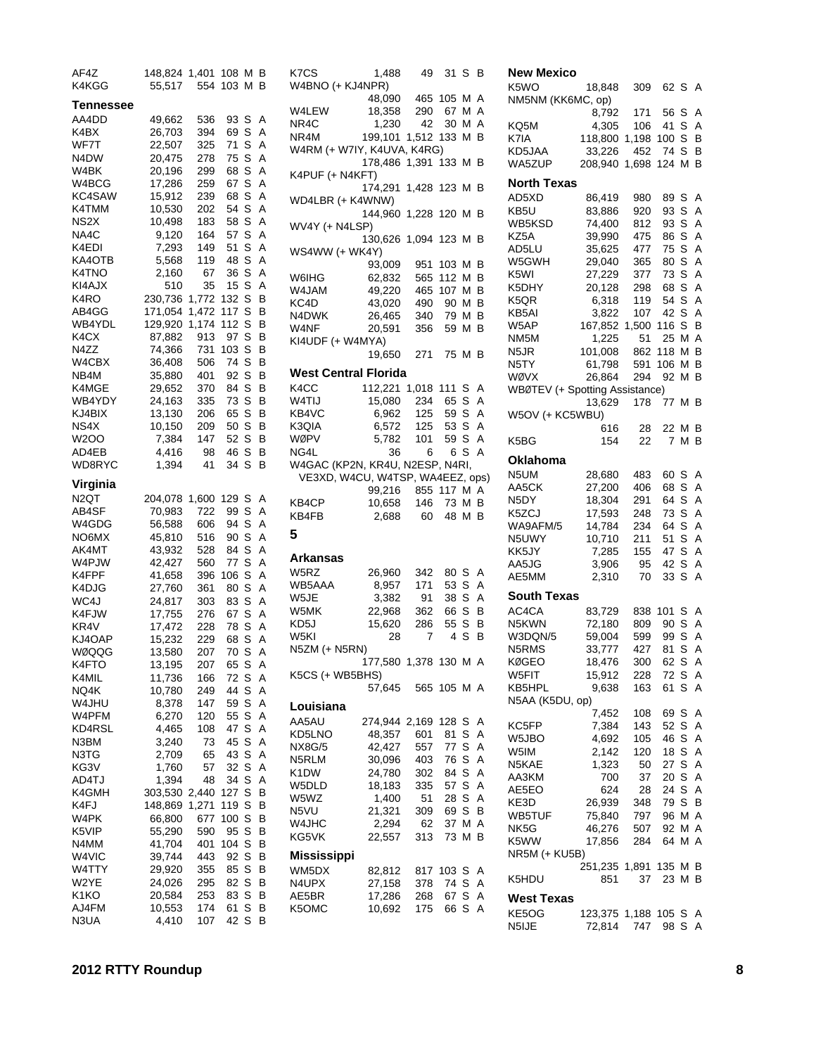| Call | Score | QSOs | Mults | Class | Power |
|---|---|---|---|---|---|
| AF4Z | 148,824 | 1,401 | 108 | M | B |
| K4KGG | 55,517 | 554 | 103 | M | B |

### Tennessee

| Call | Score | QSOs | Mults | Class | Power |
|---|---|---|---|---|---|
| AA4DD | 49,662 | 536 | 93 | S | A |
| K4BX | 26,703 | 394 | 69 | S | A |
| WF7T | 22,507 | 325 | 71 | S | A |
| N4DW | 20,475 | 278 | 75 | S | A |
| W4BK | 20,196 | 299 | 68 | S | A |
| W4BCG | 17,286 | 259 | 67 | S | A |
| KC4SAW | 15,912 | 239 | 68 | S | A |
| K4TMM | 10,530 | 202 | 54 | S | A |
| NS2X | 10,498 | 183 | 58 | S | A |
| NA4C | 9,120 | 164 | 57 | S | A |
| K4EDI | 7,293 | 149 | 51 | S | A |
| KA4OTB | 5,568 | 119 | 48 | S | A |
| K4TNO | 2,160 | 67 | 36 | S | A |
| KI4AJX | 510 | 35 | 15 | S | A |
| K4RO | 230,736 | 1,772 | 132 | S | B |
| AB4GG | 171,054 | 1,472 | 117 | S | B |
| WB4YDL | 129,920 | 1,174 | 112 | S | B |
| K4CX | 87,882 | 913 | 97 | S | B |
| N4ZZ | 74,366 | 731 | 103 | S | B |
| W4CBX | 36,408 | 506 | 74 | S | B |
| NB4M | 35,880 | 401 | 92 | S | B |
| K4MGE | 29,652 | 370 | 84 | S | B |
| WB4YDY | 24,163 | 335 | 73 | S | B |
| KJ4BIX | 13,130 | 206 | 65 | S | B |
| NS4X | 10,150 | 209 | 50 | S | B |
| W2OO | 7,384 | 147 | 52 | S | B |
| AD4EB | 4,416 | 98 | 46 | S | B |
| WD8RYC | 1,394 | 41 | 34 | S | B |

### Virginia

| Call | Score | QSOs | Mults | Class | Power |
|---|---|---|---|---|---|
| N2QT | 204,078 | 1,600 | 129 | S | A |
| AB4SF | 70,983 | 722 | 99 | S | A |
| W4GDG | 56,588 | 606 | 94 | S | A |
| NO6MX | 45,810 | 516 | 90 | S | A |
| AK4MT | 43,932 | 528 | 84 | S | A |
| W4PJW | 42,427 | 560 | 77 | S | A |
| K4FPF | 41,658 | 396 | 106 | S | A |
| K4DJG | 27,760 | 361 | 80 | S | A |
| WC4J | 24,817 | 303 | 83 | S | A |
| K4FJW | 17,755 | 276 | 67 | S | A |
| KR4V | 17,472 | 228 | 78 | S | A |
| KJ4OAP | 15,232 | 229 | 68 | S | A |
| WØQQG | 13,580 | 207 | 70 | S | A |
| K4FTO | 13,195 | 207 | 65 | S | A |
| K4MIL | 11,736 | 166 | 72 | S | A |
| NQ4K | 10,780 | 249 | 44 | S | A |
| W4JHU | 8,378 | 147 | 59 | S | A |
| W4PFM | 6,270 | 120 | 55 | S | A |
| KD4RSL | 4,465 | 108 | 47 | S | A |
| N3BM | 3,240 | 73 | 45 | S | A |
| N3TG | 2,709 | 65 | 43 | S | A |
| KG3V | 1,760 | 57 | 32 | S | A |
| AD4TJ | 1,394 | 48 | 34 | S | A |
| K4GMH | 303,530 | 2,440 | 127 | S | B |
| K4FJ | 148,869 | 1,271 | 119 | S | B |
| W4PK | 66,800 | 677 | 100 | S | B |
| K5VIP | 55,290 | 590 | 95 | S | B |
| N4MM | 41,704 | 401 | 104 | S | B |
| W4VIC | 39,744 | 443 | 92 | S | B |
| W4TTY | 29,920 | 355 | 85 | S | B |
| W2YE | 24,026 | 295 | 82 | S | B |
| K1KO | 20,584 | 253 | 83 | S | B |
| AJ4FM | 10,553 | 174 | 61 | S | B |
| N3UA | 4,410 | 107 | 42 | S | B |
| K7CS | 1,488 | 49 | 31 | S | B |
| W4BNO (+ KJ4NPR) | 48,090 | 465 | 105 | M | A |
| W4LEW | 18,358 | 290 | 67 | M | A |
| NR4C | 1,230 | 42 | 30 | M | A |
| NR4M | 199,101 | 1,512 | 133 | M | B |
| W4RM (+ W7IY, K4UVA, K4RG) | 178,486 | 1,391 | 133 | M | B |
| K4PUF (+ N4KFT) | 174,291 | 1,428 | 123 | M | B |
| WD4LBR (+ K4WNW) | 144,960 | 1,228 | 120 | M | B |
| WV4Y (+ N4LSP) | 130,626 | 1,094 | 123 | M | B |
| WS4WW (+ WK4Y) | 93,009 | 951 | 103 | M | B |
| W6IHG | 62,832 | 565 | 112 | M | B |
| W4JAM | 49,220 | 465 | 107 | M | B |
| KC4D | 43,020 | 490 | 90 | M | B |
| N4DWK | 26,465 | 340 | 79 | M | B |
| W4NF | 20,591 | 356 | 59 | M | B |
| KI4UDF (+ W4MYA) | 19,650 | 271 | 75 | M | B |

### West Central Florida

| Call | Score | QSOs | Mults | Class | Power |
|---|---|---|---|---|---|
| K4CC | 112,221 | 1,018 | 111 | S | A |
| W4TIJ | 15,080 | 234 | 65 | S | A |
| KB4VC | 6,962 | 125 | 59 | S | A |
| K3QIA | 6,572 | 125 | 53 | S | A |
| WØPV | 5,782 | 101 | 59 | S | A |
| NG4L | 36 | 6 | 6 | S | A |
| W4GAC (KP2N, KR4U, N2ESP, N4RI, VE3XD, W4CU, W4TSP, WA4EEZ, ops) | 99,216 | 855 | 117 | M | A |
| KB4CP | 10,658 | 146 | 73 | M | B |
| KB4FB | 2,688 | 60 | 48 | M | B |

## 5

### Arkansas

| Call | Score | QSOs | Mults | Class | Power |
|---|---|---|---|---|---|
| W5RZ | 26,960 | 342 | 80 | S | A |
| WB5AAA | 8,957 | 171 | 53 | S | A |
| W5JE | 3,382 | 91 | 38 | S | A |
| W5MK | 22,968 | 362 | 66 | S | B |
| KD5J | 15,620 | 286 | 55 | S | B |
| W5KI | 28 | 7 | 4 | S | B |
| N5ZM (+ N5RN) | 177,580 | 1,378 | 130 | M | A |
| K5CS (+ WB5BHS) | 57,645 | 565 | 105 | M | A |

### Louisiana

| Call | Score | QSOs | Mults | Class | Power |
|---|---|---|---|---|---|
| AA5AU | 274,944 | 2,169 | 128 | S | A |
| KD5LNO | 48,357 | 601 | 81 | S | A |
| NX8G/5 | 42,427 | 557 | 77 | S | A |
| N5RLM | 30,096 | 403 | 76 | S | A |
| K1DW | 24,780 | 302 | 84 | S | A |
| W5DLD | 18,183 | 335 | 57 | S | A |
| W5WZ | 1,400 | 51 | 28 | S | A |
| N5VU | 21,321 | 309 | 69 | S | B |
| W4JHC | 2,294 | 62 | 37 | M | A |
| KG5VK | 22,557 | 313 | 73 | M | B |

### Mississippi

| Call | Score | QSOs | Mults | Class | Power |
|---|---|---|---|---|---|
| WM5DX | 82,812 | 817 | 103 | S | A |
| N4UPX | 27,158 | 378 | 74 | S | A |
| AE5BR | 17,286 | 268 | 67 | S | A |
| K5OMC | 10,692 | 175 | 66 | S | A |

### New Mexico

| Call | Score | QSOs | Mults | Class | Power |
|---|---|---|---|---|---|
| K5WO | 18,848 | 309 | 62 | S | A |
| NM5NM (KK6MC, op) | 8,792 | 171 | 56 | S | A |
| KQ5M | 4,305 | 106 | 41 | S | A |
| K7IA | 118,800 | 1,198 | 100 | S | B |
| KD5JAA | 33,226 | 452 | 74 | S | B |
| WA5ZUP | 208,940 | 1,698 | 124 | M | B |

### North Texas

| Call | Score | QSOs | Mults | Class | Power |
|---|---|---|---|---|---|
| AD5XD | 86,419 | 980 | 89 | S | A |
| KB5U | 83,886 | 920 | 93 | S | A |
| WB5KSD | 74,400 | 812 | 93 | S | A |
| KZ5A | 39,990 | 475 | 86 | S | A |
| AD5LU | 35,625 | 477 | 75 | S | A |
| W5GWH | 29,040 | 365 | 80 | S | A |
| K5WI | 27,229 | 377 | 73 | S | A |
| K5DHY | 20,128 | 298 | 68 | S | A |
| K5QR | 6,318 | 119 | 54 | S | A |
| KB5AI | 3,822 | 107 | 42 | S | A |
| W5AP | 167,852 | 1,500 | 116 | S | B |
| NM5M | 1,225 | 51 | 25 | M | A |
| N5JR | 101,008 | 862 | 118 | M | B |
| N5TY | 61,798 | 591 | 106 | M | B |
| WØVX | 26,864 | 294 | 92 | M | B |
| WBØTEV (+ Spotting Assistance) | 13,629 | 178 | 77 | M | B |
| W5OV (+ KC5WBU) | 616 | 28 | 22 | M | B |
| K5BG | 154 | 22 | 7 | M | B |

### Oklahoma

| Call | Score | QSOs | Mults | Class | Power |
|---|---|---|---|---|---|
| N5UM | 28,680 | 483 | 60 | S | A |
| AA5CK | 27,200 | 406 | 68 | S | A |
| N5DY | 18,304 | 291 | 64 | S | A |
| K5ZCJ | 17,593 | 248 | 73 | S | A |
| WA9AFM/5 | 14,784 | 234 | 64 | S | A |
| N5UWY | 10,710 | 211 | 51 | S | A |
| KK5JY | 7,285 | 155 | 47 | S | A |
| AA5JG | 3,906 | 95 | 42 | S | A |
| AE5MM | 2,310 | 70 | 33 | S | A |

### South Texas

| Call | Score | QSOs | Mults | Class | Power |
|---|---|---|---|---|---|
| AC4CA | 83,729 | 838 | 101 | S | A |
| N5KWN | 72,180 | 809 | 90 | S | A |
| W3DQN/5 | 59,004 | 599 | 99 | S | A |
| N5RMS | 33,777 | 427 | 81 | S | A |
| KØGEO | 18,476 | 300 | 62 | S | A |
| W5FIT | 15,912 | 228 | 72 | S | A |
| KB5HPL | 9,638 | 163 | 61 | S | A |
| N5AA (K5DU, op) | 7,452 | 108 | 69 | S | A |
| KC5FP | 7,384 | 143 | 52 | S | A |
| W5JBO | 4,692 | 105 | 46 | S | A |
| W5IM | 2,142 | 120 | 18 | S | A |
| N5KAE | 1,323 | 50 | 27 | S | A |
| AA3KM | 700 | 37 | 20 | S | A |
| AE5EO | 624 | 28 | 24 | S | A |
| KE3D | 26,939 | 348 | 79 | S | B |
| WB5TUF | 75,840 | 797 | 96 | M | A |
| NK5G | 46,276 | 507 | 92 | M | A |
| K5WW | 17,856 | 284 | 64 | M | A |
| NR5M (+ KU5B) | 251,235 | 1,891 | 135 | M | B |
| K5HDU | 851 | 37 | 23 | M | B |

### West Texas

| Call | Score | QSOs | Mults | Class | Power |
|---|---|---|---|---|---|
| KE5OG | 123,375 | 1,188 | 105 | S | A |
| N5IJE | 72,814 | 747 | 98 | S | A |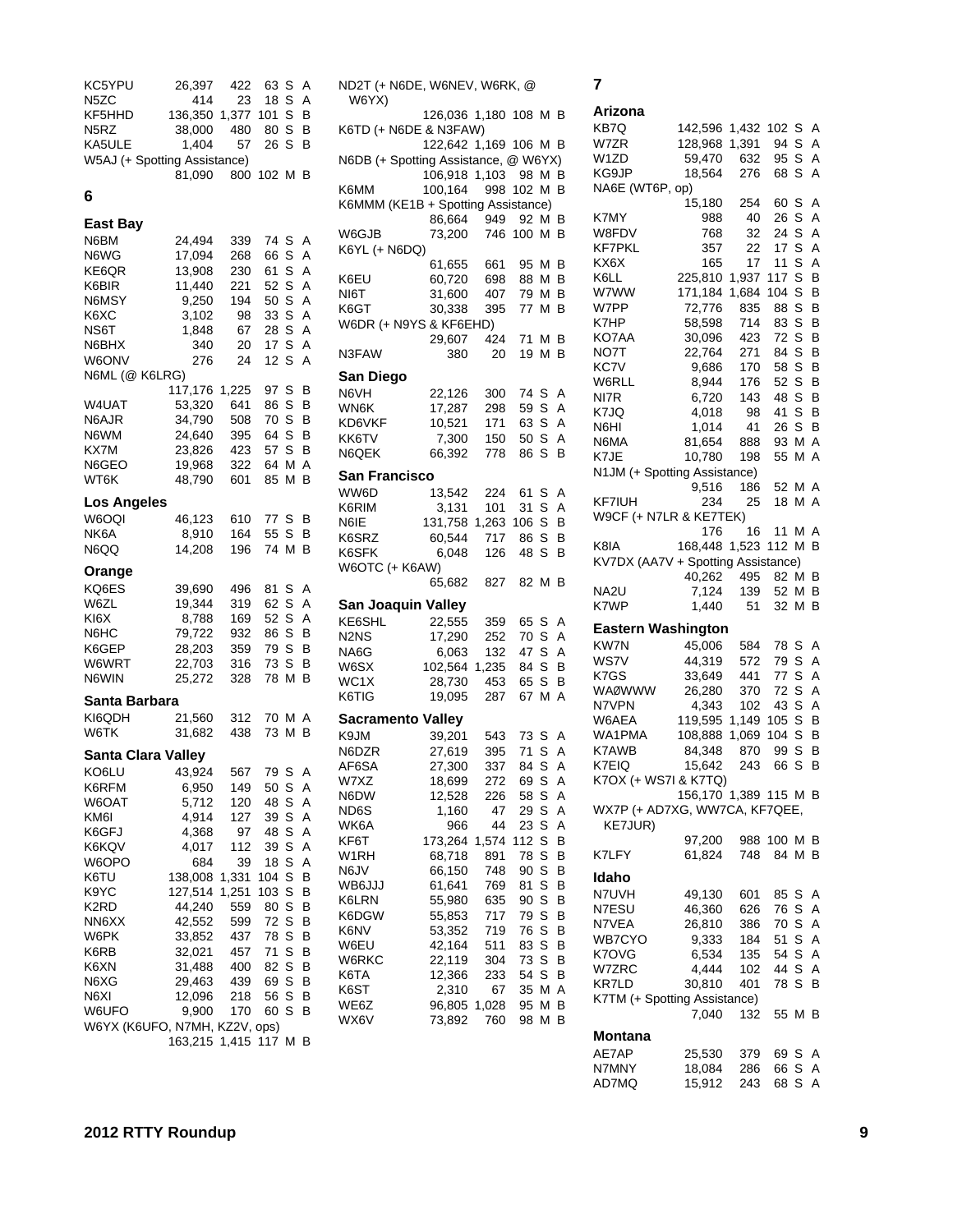| | | | | | |
|---|---|---|---|---|---|
| KC5YPU | 26,397 | 422 | 63 | S | A |
| N5ZC | 414 | 23 | 18 | S | A |
| KF5HHD | 136,350 | 1,377 | 101 | S | B |
| N5RZ | 38,000 | 480 | 80 | S | B |
| KA5ULE | 1,404 | 57 | 26 | S | B |
| W5AJ (+ Spotting Assistance) | | | | | |
| | 81,090 | 800 | 102 | M | B |

## 6

### East Bay

| | | | | | |
|---|---|---|---|---|---|
| N6BM | 24,494 | 339 | 74 | S | A |
| N6WG | 17,094 | 268 | 66 | S | A |
| KE6QR | 13,908 | 230 | 61 | S | A |
| K6BIR | 11,440 | 221 | 52 | S | A |
| N6MSY | 9,250 | 194 | 50 | S | A |
| K6XC | 3,102 | 98 | 33 | S | A |
| NS6T | 1,848 | 67 | 28 | S | A |
| N6BHX | 340 | 20 | 17 | S | A |
| W6ONV | 276 | 24 | 12 | S | A |
| N6ML (@ K6LRG) | | | | | |
| | 117,176 | 1,225 | 97 | S | B |
| W4UAT | 53,320 | 641 | 86 | S | B |
| N6AJR | 34,790 | 508 | 70 | S | B |
| N6WM | 24,640 | 395 | 64 | S | B |
| KX7M | 23,826 | 423 | 57 | S | B |
| N6GEO | 19,968 | 322 | 64 | M | A |
| WT6K | 48,790 | 601 | 85 | M | B |

### Los Angeles

| | | | | | |
|---|---|---|---|---|---|
| W6OQI | 46,123 | 610 | 77 | S | B |
| NK6A | 8,910 | 164 | 55 | S | B |
| N6QQ | 14,208 | 196 | 74 | M | B |

### Orange

| | | | | | |
|---|---|---|---|---|---|
| KQ6ES | 39,690 | 496 | 81 | S | A |
| W6ZL | 19,344 | 319 | 62 | S | A |
| KI6X | 8,788 | 169 | 52 | S | A |
| N6HC | 79,722 | 932 | 86 | S | B |
| K6GEP | 28,203 | 359 | 79 | S | B |
| W6WRT | 22,703 | 316 | 73 | S | B |
| N6WIN | 25,272 | 328 | 78 | M | B |

### Santa Barbara

| | | | | | |
|---|---|---|---|---|---|
| KI6QDH | 21,560 | 312 | 70 | M | A |
| W6TK | 31,682 | 438 | 73 | M | B |

### Santa Clara Valley

| | | | | | |
|---|---|---|---|---|---|
| KO6LU | 43,924 | 567 | 79 | S | A |
| K6RFM | 6,950 | 149 | 50 | S | A |
| W6OAT | 5,712 | 120 | 48 | S | A |
| KM6I | 4,914 | 127 | 39 | S | A |
| K6GFJ | 4,368 | 97 | 48 | S | A |
| K6KQV | 4,017 | 112 | 39 | S | A |
| W6OPO | 684 | 39 | 18 | S | A |
| K6TU | 138,008 | 1,331 | 104 | S | B |
| K9YC | 127,514 | 1,251 | 103 | S | B |
| K2RD | 44,240 | 559 | 80 | S | B |
| NN6XX | 42,552 | 599 | 72 | S | B |
| W6PK | 33,852 | 437 | 78 | S | B |
| K6RB | 32,021 | 457 | 71 | S | B |
| K6XN | 31,488 | 400 | 82 | S | B |
| N6XG | 29,463 | 439 | 69 | S | B |
| N6XI | 12,096 | 218 | 56 | S | B |
| W6UFO | 9,900 | 170 | 60 | S | B |
| W6YX (K6UFO, N7MH, KZ2V, ops) | | | | | |
| | 163,215 | 1,415 | 117 | M | B |
| ND2T (+ N6DE, W6NEV, W6RK, @ W6YX) | | | | | |
| | 126,036 | 1,180 | 108 | M | B |
| K6TD (+ N6DE & N3FAW) | | | | | |
| | 122,642 | 1,169 | 106 | M | B |
| N6DB (+ Spotting Assistance, @ W6YX) | | | | | |
| | 106,918 | 1,103 | 98 | M | B |
| K6MM | 100,164 | 998 | 102 | M | B |
| K6MMM (KE1B + Spotting Assistance) | | | | | |
| | 86,664 | 949 | 92 | M | B |
| W6GJB | 73,200 | 746 | 100 | M | B |
| K6YL (+ N6DQ) | | | | | |
| | 61,655 | 661 | 95 | M | B |
| K6EU | 60,720 | 698 | 88 | M | B |
| NI6T | 31,600 | 407 | 79 | M | B |
| K6GT | 30,338 | 395 | 77 | M | B |
| W6DR (+ N9YS & KF6EHD) | | | | | |
| | 29,607 | 424 | 71 | M | B |
| N3FAW | 380 | 20 | 19 | M | B |

### San Diego

| | | | | | |
|---|---|---|---|---|---|
| N6VH | 22,126 | 300 | 74 | S | A |
| WN6K | 17,287 | 298 | 59 | S | A |
| KD6VKF | 10,521 | 171 | 63 | S | A |
| KK6TV | 7,300 | 150 | 50 | S | A |
| N6QEK | 66,392 | 778 | 86 | S | B |

### San Francisco

| | | | | | |
|---|---|---|---|---|---|
| WW6D | 13,542 | 224 | 61 | S | A |
| K6RIM | 3,131 | 101 | 31 | S | A |
| N6IE | 131,758 | 1,263 | 106 | S | B |
| K6SRZ | 60,544 | 717 | 86 | S | B |
| K6SFK | 6,048 | 126 | 48 | S | B |
| W6OTC (+ K6AW) | | | | | |
| | 65,682 | 827 | 82 | M | B |

### San Joaquin Valley

| | | | | | |
|---|---|---|---|---|---|
| KE6SHL | 22,555 | 359 | 65 | S | A |
| N2NS | 17,290 | 252 | 70 | S | A |
| NA6G | 6,063 | 132 | 47 | S | A |
| W6SX | 102,564 | 1,235 | 84 | S | B |
| WC1X | 28,730 | 453 | 65 | S | B |
| K6TIG | 19,095 | 287 | 67 | M | A |

### Sacramento Valley

| | | | | | |
|---|---|---|---|---|---|
| K9JM | 39,201 | 543 | 73 | S | A |
| N6DZR | 27,619 | 395 | 71 | S | A |
| AF6SA | 27,300 | 337 | 84 | S | A |
| W7XZ | 18,699 | 272 | 69 | S | A |
| N6DW | 12,528 | 226 | 58 | S | A |
| ND6S | 1,160 | 47 | 29 | S | A |
| WK6A | 966 | 44 | 23 | S | A |
| KF6T | 173,264 | 1,574 | 112 | S | B |
| W1RH | 68,718 | 891 | 78 | S | B |
| N6JV | 66,150 | 748 | 90 | S | B |
| WB6JJJ | 61,641 | 769 | 81 | S | B |
| K6LRN | 55,980 | 635 | 90 | S | B |
| K6DGW | 55,853 | 717 | 79 | S | B |
| K6NV | 53,352 | 719 | 76 | S | B |
| W6EU | 42,164 | 511 | 83 | S | B |
| W6RKC | 22,119 | 304 | 73 | S | B |
| K6TA | 12,366 | 233 | 54 | S | B |
| K6ST | 2,310 | 67 | 35 | M | A |
| WE6Z | 96,805 | 1,028 | 95 | M | B |
| WX6V | 73,892 | 760 | 98 | M | B |

## 7

### Arizona

| | | | | | |
|---|---|---|---|---|---|
| KB7Q | 142,596 | 1,432 | 102 | S | A |
| W7ZR | 128,968 | 1,391 | 94 | S | A |
| W1ZD | 59,470 | 632 | 95 | S | A |
| KG9JP | 18,564 | 276 | 68 | S | A |
| NA6E (WT6P, op) | | | | | |
| | 15,180 | 254 | 60 | S | A |
| K7MY | 988 | 40 | 26 | S | A |
| W8FDV | 768 | 32 | 24 | S | A |
| KF7PKL | 357 | 22 | 17 | S | A |
| KX6X | 165 | 17 | 11 | S | A |
| K6LL | 225,810 | 1,937 | 117 | S | B |
| W7WW | 171,184 | 1,684 | 104 | S | B |
| W7PP | 72,776 | 835 | 88 | S | B |
| K7HP | 58,598 | 714 | 83 | S | B |
| KO7AA | 30,096 | 423 | 72 | S | B |
| NO7T | 22,764 | 271 | 84 | S | B |
| KC7V | 9,686 | 170 | 58 | S | B |
| W6RLL | 8,944 | 176 | 52 | S | B |
| NI7R | 6,720 | 143 | 48 | S | B |
| K7JQ | 4,018 | 98 | 41 | S | B |
| N6HI | 1,014 | 41 | 26 | S | B |
| N6MA | 81,654 | 888 | 93 | M | A |
| K7JE | 10,780 | 198 | 55 | M | A |
| N1JM (+ Spotting Assistance) | | | | | |
| | 9,516 | 186 | 52 | M | A |
| KF7IUH | 234 | 25 | 18 | M | A |
| W9CF (+ N7LR & KE7TEK) | | | | | |
| | 176 | 16 | 11 | M | A |
| K8IA | 168,448 | 1,523 | 112 | M | B |
| KV7DX (AA7V + Spotting Assistance) | | | | | |
| | 40,262 | 495 | 82 | M | B |
| NA2U | 7,124 | 139 | 52 | M | B |
| K7WP | 1,440 | 51 | 32 | M | B |

### Eastern Washington

| | | | | | |
|---|---|---|---|---|---|
| KW7N | 45,006 | 584 | 78 | S | A |
| WS7V | 44,319 | 572 | 79 | S | A |
| K7GS | 33,649 | 441 | 77 | S | A |
| WAØWWW | 26,280 | 370 | 72 | S | A |
| N7VPN | 4,343 | 102 | 43 | S | A |
| W6AEA | 119,595 | 1,149 | 105 | S | B |
| WA1PMA | 108,888 | 1,069 | 104 | S | B |
| K7AWB | 84,348 | 870 | 99 | S | B |
| K7EIQ | 15,642 | 243 | 66 | S | B |
| K7OX (+ WS7I & K7TQ) | | | | | |
| | 156,170 | 1,389 | 115 | M | B |
| WX7P (+ AD7XG, WW7CA, KF7QEE, KE7JUR) | | | | | |
| | 97,200 | 988 | 100 | M | B |
| K7LFY | 61,824 | 748 | 84 | M | B |

### Idaho

| | | | | | |
|---|---|---|---|---|---|
| N7UVH | 49,130 | 601 | 85 | S | A |
| N7ESU | 46,360 | 626 | 76 | S | A |
| N7VEA | 26,810 | 386 | 70 | S | A |
| WB7CYO | 9,333 | 184 | 51 | S | A |
| K7OVG | 6,534 | 135 | 54 | S | A |
| W7ZRC | 4,444 | 102 | 44 | S | A |
| KR7LD | 30,810 | 401 | 78 | S | B |
| K7TM (+ Spotting Assistance) | | | | | |
| | 7,040 | 132 | 55 | M | B |

### Montana

| | | | | | |
|---|---|---|---|---|---|
| AE7AP | 25,530 | 379 | 69 | S | A |
| N7MNY | 18,084 | 286 | 66 | S | A |
| AD7MQ | 15,912 | 243 | 68 | S | A |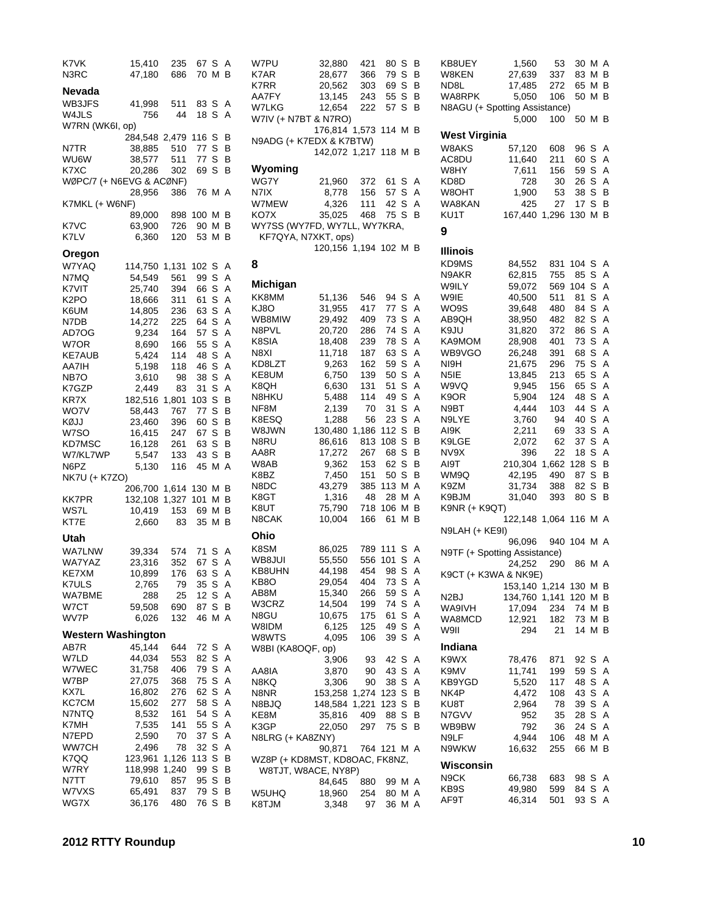| | | | | | |
|---|---|---|---|---|---|
| K7VK | 15,410 | 235 | 67 | S | A |
| N3RC | 47,180 | 686 | 70 | M | B |

### Nevada

| | | | | | |
|---|---|---|---|---|---|
| WB3JFS | 41,998 | 511 | 83 | S | A |
| W4JLS | 756 | 44 | 18 | S | A |
| W7RN (WK6I, op) | 284,548 | 2,479 | 116 | S | B |
| N7TR | 38,885 | 510 | 77 | S | B |
| WU6W | 38,577 | 511 | 77 | S | B |
| K7XC | 20,286 | 302 | 69 | S | B |
| WØPC/7 (+ N6EVG & ACØNF) | 28,956 | 386 | 76 | M | A |
| K7MKL (+ W6NF) | 89,000 | 898 | 100 | M | B |
| K7VC | 63,900 | 726 | 90 | M | B |
| K7LV | 6,360 | 120 | 53 | M | B |

### Oregon

| | | | | | |
|---|---|---|---|---|---|
| W7YAQ | 114,750 | 1,131 | 102 | S | A |
| N7MQ | 54,549 | 561 | 99 | S | A |
| K7VIT | 25,740 | 394 | 66 | S | A |
| K2PO | 18,666 | 311 | 61 | S | A |
| K6UM | 14,805 | 236 | 63 | S | A |
| N7DB | 14,272 | 225 | 64 | S | A |
| AD7OG | 9,234 | 164 | 57 | S | A |
| W7OR | 8,690 | 166 | 55 | S | A |
| KE7AUB | 5,424 | 114 | 48 | S | A |
| AA7IH | 5,198 | 118 | 46 | S | A |
| NB7O | 3,610 | 98 | 38 | S | A |
| K7GZP | 2,449 | 83 | 31 | S | A |
| KR7X | 182,516 | 1,801 | 103 | S | B |
| WO7V | 58,443 | 767 | 77 | S | B |
| KØJJ | 23,460 | 396 | 60 | S | B |
| W7SO | 16,415 | 247 | 67 | S | B |
| KD7MSC | 16,128 | 261 | 63 | S | B |
| W7/KL7WP | 5,547 | 133 | 43 | S | B |
| N6PZ | 5,130 | 116 | 45 | M | A |
| NK7U (+ K7ZO) | 206,700 | 1,614 | 130 | M | B |
| KK7PR | 132,108 | 1,327 | 101 | M | B |
| WS7L | 10,419 | 153 | 69 | M | B |
| KT7E | 2,660 | 83 | 35 | M | B |

### Utah

| | | | | | |
|---|---|---|---|---|---|
| WA7LNW | 39,334 | 574 | 71 | S | A |
| WA7YAZ | 23,316 | 352 | 67 | S | A |
| KE7XM | 10,899 | 176 | 63 | S | A |
| K7ULS | 2,765 | 79 | 35 | S | A |
| WA7BME | 288 | 25 | 12 | S | A |
| W7CT | 59,508 | 690 | 87 | S | B |
| WV7P | 6,026 | 132 | 46 | M | A |

### Western Washington

| | | | | | |
|---|---|---|---|---|---|
| AB7R | 45,144 | 644 | 72 | S | A |
| W7LD | 44,034 | 553 | 82 | S | A |
| W7WEC | 31,758 | 406 | 79 | S | A |
| W7BP | 27,075 | 368 | 75 | S | A |
| KX7L | 16,802 | 276 | 62 | S | A |
| KC7CM | 15,602 | 277 | 58 | S | A |
| N7NTQ | 8,532 | 161 | 54 | S | A |
| K7MH | 7,535 | 141 | 55 | S | A |
| N7EPD | 2,590 | 70 | 37 | S | A |
| WW7CH | 2,496 | 78 | 32 | S | A |
| K7QQ | 123,961 | 1,126 | 113 | S | B |
| W7RY | 118,998 | 1,240 | 99 | S | B |
| N7TT | 79,610 | 857 | 95 | S | B |
| W7VXS | 65,491 | 837 | 79 | S | B |
| WG7X | 36,176 | 480 | 76 | S | B |
| W7PU | 32,880 | 421 | 80 | S | B |
| K7AR | 28,677 | 366 | 79 | S | B |
| K7RR | 20,562 | 303 | 69 | S | B |
| AA7FY | 13,145 | 243 | 55 | S | B |
| W7LKG | 12,654 | 222 | 57 | S | B |
| W7IV (+ N7BT & N7RO) | 176,814 | 1,573 | 114 | M | B |
| N9ADG (+ K7EDX & K7BTW) | 142,072 | 1,217 | 118 | M | B |

### Wyoming

| | | | | | |
|---|---|---|---|---|---|
| WG7Y | 21,960 | 372 | 61 | S | A |
| N7IX | 8,778 | 156 | 57 | S | A |
| W7MEW | 4,326 | 111 | 42 | S | A |
| KO7X | 35,025 | 468 | 75 | S | B |
| WY7SS (WY7FD, WY7LL, WY7KRA, KF7QYA, N7XKT, ops) | 120,156 | 1,194 | 102 | M | B |

## 8

### Michigan

| | | | | | |
|---|---|---|---|---|---|
| KK8MM | 51,136 | 546 | 94 | S | A |
| KJ8O | 31,955 | 417 | 77 | S | A |
| WB8MIW | 29,492 | 409 | 73 | S | A |
| N8PVL | 20,720 | 286 | 74 | S | A |
| K8SIA | 18,408 | 239 | 78 | S | A |
| N8XI | 11,718 | 187 | 63 | S | A |
| KD8LZT | 9,263 | 162 | 59 | S | A |
| KE8UM | 6,750 | 139 | 50 | S | A |
| K8QH | 6,630 | 131 | 51 | S | A |
| N8HKU | 5,488 | 114 | 49 | S | A |
| NF8M | 2,139 | 70 | 31 | S | A |
| K8ESQ | 1,288 | 56 | 23 | S | A |
| W8JWN | 130,480 | 1,186 | 112 | S | B |
| N8RU | 86,616 | 813 | 108 | S | B |
| AA8R | 17,272 | 267 | 68 | S | B |
| W8AB | 9,362 | 153 | 62 | S | B |
| K8BZ | 7,450 | 151 | 50 | S | B |
| N8DC | 43,279 | 385 | 113 | M | A |
| K8GT | 1,316 | 48 | 28 | M | A |
| K8UT | 75,790 | 718 | 106 | M | B |
| N8CAK | 10,004 | 166 | 61 | M | B |

### Ohio

| | | | | | |
|---|---|---|---|---|---|
| K8SM | 86,025 | 789 | 111 | S | A |
| WB8JUI | 55,550 | 556 | 101 | S | A |
| KB8UHN | 44,198 | 454 | 98 | S | A |
| KB8O | 29,054 | 404 | 73 | S | A |
| AB8M | 15,340 | 266 | 59 | S | A |
| W3CRZ | 14,504 | 199 | 74 | S | A |
| N8GU | 10,675 | 175 | 61 | S | A |
| W8IDM | 6,125 | 125 | 49 | S | A |
| W8WTS | 4,095 | 106 | 39 | S | A |
| W8BI (KA8OQF, op) | 3,906 | 93 | 42 | S | A |
| AA8IA | 3,870 | 90 | 43 | S | A |
| N8KQ | 3,306 | 90 | 38 | S | A |
| N8NR | 153,258 | 1,274 | 123 | S | B |
| N8BJQ | 148,584 | 1,221 | 123 | S | B |
| KE8M | 35,816 | 409 | 88 | S | B |
| K3GP | 22,050 | 297 | 75 | S | B |
| N8LRG (+ KA8ZNY) | 90,871 | 764 | 121 | M | A |
| WZ8P (+ KD8MST, KD8OAC, FK8NZ, W8TJT, W8ACE, NY8P) | 84,645 | 880 | 99 | M | A |
| W5UHQ | 18,960 | 254 | 80 | M | A |
| K8TJM | 3,348 | 97 | 36 | M | A |
| KB8UEY | 1,560 | 53 | 30 | M | A |
| W8KEN | 27,639 | 337 | 83 | M | B |
| ND8L | 17,485 | 272 | 65 | M | B |
| WA8RPK | 5,050 | 106 | 50 | M | B |
| N8AGU (+ Spotting Assistance) | 5,000 | 100 | 50 | M | B |

### West Virginia

| | | | | | |
|---|---|---|---|---|---|
| W8AKS | 57,120 | 608 | 96 | S | A |
| AC8DU | 11,640 | 211 | 60 | S | A |
| W8HY | 7,611 | 156 | 59 | S | A |
| KD8D | 728 | 30 | 26 | S | A |
| W8OHT | 1,900 | 53 | 38 | S | B |
| WA8KAN | 425 | 27 | 17 | S | B |
| KU1T | 167,440 | 1,296 | 130 | M | B |

## 9

### Illinois

| | | | | | |
|---|---|---|---|---|---|
| KD9MS | 84,552 | 831 | 104 | S | A |
| N9AKR | 62,815 | 755 | 85 | S | A |
| W9ILY | 59,072 | 569 | 104 | S | A |
| W9IE | 40,500 | 511 | 81 | S | A |
| WO9S | 39,648 | 480 | 84 | S | A |
| AB9QH | 38,950 | 482 | 82 | S | A |
| K9JU | 31,820 | 372 | 86 | S | A |
| KA9MOM | 28,908 | 401 | 73 | S | A |
| WB9VGO | 26,248 | 391 | 68 | S | A |
| NI9H | 21,675 | 296 | 75 | S | A |
| N5IE | 13,845 | 213 | 65 | S | A |
| W9VQ | 9,945 | 156 | 65 | S | A |
| K9OR | 5,904 | 124 | 48 | S | A |
| N9BT | 4,444 | 103 | 44 | S | A |
| N9LYE | 3,760 | 94 | 40 | S | A |
| AI9K | 2,211 | 69 | 33 | S | A |
| K9LGE | 2,072 | 62 | 37 | S | A |
| NV9X | 396 | 22 | 18 | S | A |
| AI9T | 210,304 | 1,662 | 128 | S | B |
| WM9Q | 42,195 | 490 | 87 | S | B |
| K9ZM | 31,734 | 388 | 82 | S | B |
| K9BJM | 31,040 | 393 | 80 | S | B |
| K9NR (+ K9QT) | 122,148 | 1,064 | 116 | M | A |
| N9LAH (+ KE9I) | 96,096 | 940 | 104 | M | A |
| N9TF (+ Spotting Assistance) | 24,252 | 290 | 86 | M | A |
| K9CT (+ K3WA & NK9E) | 153,140 | 1,214 | 130 | M | B |
| N2BJ | 134,760 | 1,141 | 120 | M | B |
| WA9IVH | 17,094 | 234 | 74 | M | B |
| WA8MCD | 12,921 | 182 | 73 | M | B |
| W9II | 294 | 21 | 14 | M | B |

### Indiana

| | | | | | |
|---|---|---|---|---|---|
| K9WX | 78,476 | 871 | 92 | S | A |
| K9MV | 11,741 | 199 | 59 | S | A |
| KB9YGD | 5,520 | 117 | 48 | S | A |
| NK4P | 4,472 | 108 | 43 | S | A |
| KU8T | 2,964 | 78 | 39 | S | A |
| N7GVV | 952 | 35 | 28 | S | A |
| WB9BW | 792 | 36 | 24 | S | A |
| N9LF | 4,944 | 106 | 48 | M | A |
| N9WKW | 16,632 | 255 | 66 | M | B |

### Wisconsin

| | | | | | |
|---|---|---|---|---|---|
| N9CK | 66,738 | 683 | 98 | S | A |
| KB9S | 49,980 | 599 | 84 | S | A |
| AF9T | 46,314 | 501 | 93 | S | A |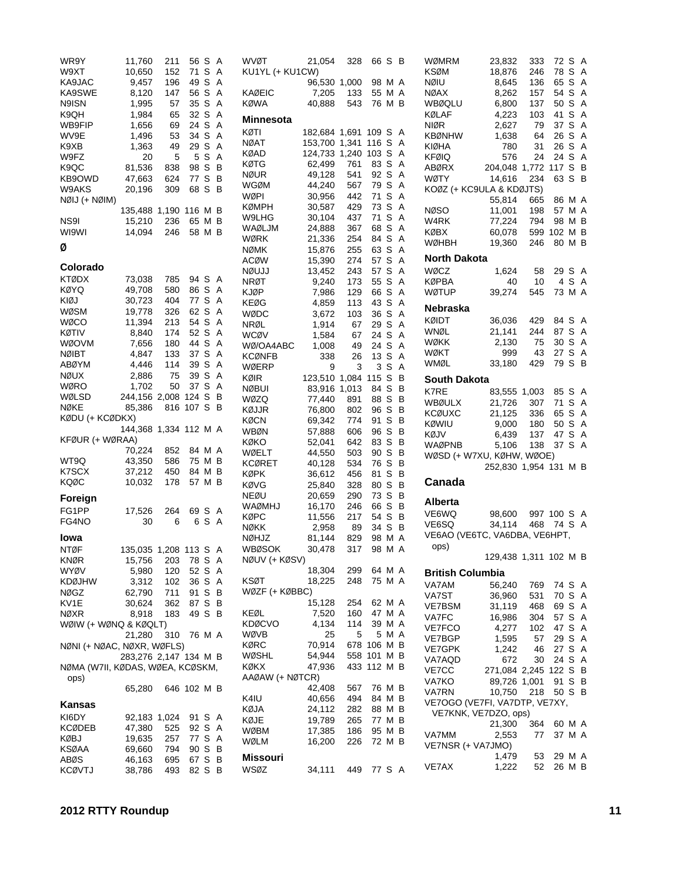| Call | Score | QSOs | Mults | Cat | Class |
|---|---|---|---|---|---|
| WR9Y | 11,760 | 211 | 56 | S | A |
| W9XT | 10,650 | 152 | 71 | S | A |
| KA9JAC | 9,457 | 196 | 49 | S | A |
| KA9SWE | 8,120 | 147 | 56 | S | A |
| N9ISN | 1,995 | 57 | 35 | S | A |
| K9QH | 1,984 | 65 | 32 | S | A |
| WB9FIP | 1,656 | 69 | 24 | S | A |
| WV9E | 1,496 | 53 | 34 | S | A |
| K9XB | 1,363 | 49 | 29 | S | A |
| W9FZ | 20 | 5 | 5 | S | A |
| K9QC | 81,536 | 838 | 98 | S | B |
| KB9OWD | 47,663 | 624 | 77 | S | B |
| W9AKS | 20,196 | 309 | 68 | S | B |
| NØIJ (+ NØIM) | 135,488 | 1,190 | 116 | M | B |
| NS9I | 15,210 | 236 | 65 | M | B |
| WI9WI | 14,094 | 246 | 58 | M | B |

## Ø

### Colorado

| Call | Score | QSOs | Mults | Cat | Class |
|---|---|---|---|---|---|
| KTØDX | 73,038 | 785 | 94 | S | A |
| KØYQ | 49,708 | 580 | 86 | S | A |
| KIØJ | 30,723 | 404 | 77 | S | A |
| WØSM | 19,778 | 326 | 62 | S | A |
| WØCO | 11,394 | 213 | 54 | S | A |
| KØTIV | 8,840 | 174 | 52 | S | A |
| WØOVM | 7,656 | 180 | 44 | S | A |
| NØIBT | 4,847 | 133 | 37 | S | A |
| ABØYM | 4,446 | 114 | 39 | S | A |
| NØUX | 2,886 | 75 | 39 | S | A |
| WØRO | 1,702 | 50 | 37 | S | A |
| WØLSD | 244,156 | 2,008 | 124 | S | B |
| NØKE | 85,386 | 816 | 107 | S | B |
| KØDU (+ KCØDKX) | 144,368 | 1,334 | 112 | M | A |
| KFØUR (+ WØRAA) | 70,224 | 852 | 84 | M | A |
| WT9Q | 43,350 | 586 | 75 | M | B |
| K7SCX | 37,212 | 450 | 84 | M | B |
| KQØC | 10,032 | 178 | 57 | M | B |

### Foreign

| Call | Score | QSOs | Mults | Cat | Class |
|---|---|---|---|---|---|
| FG1PP | 17,526 | 264 | 69 | S | A |
| FG4NO | 30 | 6 | 6 | S | A |

### Iowa

| Call | Score | QSOs | Mults | Cat | Class |
|---|---|---|---|---|---|
| NTØF | 135,035 | 1,208 | 113 | S | A |
| KNØR | 15,756 | 203 | 78 | S | A |
| WYØV | 5,980 | 120 | 52 | S | A |
| KDØJHW | 3,312 | 102 | 36 | S | A |
| NØGZ | 62,790 | 711 | 91 | S | B |
| KV1E | 30,624 | 362 | 87 | S | B |
| NØXR | 8,918 | 183 | 49 | S | B |
| WØIW (+ WØNQ & KØQLT) | 21,280 | 310 | 76 | M | A |
| NØNI (+ NØAC, NØXR, WØFLS) | 283,276 | 2,147 | 134 | M | B |
| NØMA (W7II, KØDAS, WØEA, KCØSKM, ops) | 65,280 | 646 | 102 | M | B |

### Kansas

| Call | Score | QSOs | Mults | Cat | Class |
|---|---|---|---|---|---|
| KI6DY | 92,183 | 1,024 | 91 | S | A |
| KCØDEB | 47,380 | 525 | 92 | S | A |
| KØBJ | 19,635 | 257 | 77 | S | A |
| KSØAA | 69,660 | 794 | 90 | S | B |
| ABØS | 46,163 | 695 | 67 | S | B |
| KCØVTJ | 38,786 | 493 | 82 | S | B |
| WVØT | 21,054 | 328 | 66 | S | B |
| KU1YL (+ KU1CW) | 96,530 | 1,000 | 98 | M | A |
| KAØEIC | 7,205 | 133 | 55 | M | A |
| KØWA | 40,888 | 543 | 76 | M | B |

### Minnesota

| Call | Score | QSOs | Mults | Cat | Class |
|---|---|---|---|---|---|
| KØTI | 182,684 | 1,691 | 109 | S | A |
| NØAT | 153,700 | 1,341 | 116 | S | A |
| KØAD | 124,733 | 1,240 | 103 | S | A |
| KØTG | 62,499 | 761 | 83 | S | A |
| NØUR | 49,128 | 541 | 92 | S | A |
| WGØM | 44,240 | 567 | 79 | S | A |
| WØPI | 30,956 | 442 | 71 | S | A |
| KØMPH | 30,587 | 429 | 73 | S | A |
| W9LHG | 30,104 | 437 | 71 | S | A |
| WAØLJM | 24,888 | 367 | 68 | S | A |
| WØRK | 21,336 | 254 | 84 | S | A |
| NØMK | 15,876 | 255 | 63 | S | A |
| ACØW | 15,390 | 274 | 57 | S | A |
| NØUJJ | 13,452 | 243 | 57 | S | A |
| NRØT | 9,240 | 173 | 55 | S | A |
| KJØP | 7,986 | 129 | 66 | S | A |
| KEØG | 4,859 | 113 | 43 | S | A |
| WØDC | 3,672 | 103 | 36 | S | A |
| NRØL | 1,914 | 67 | 29 | S | A |
| WCØV | 1,584 | 67 | 24 | S | A |
| WØ/OA4ABC | 1,008 | 49 | 24 | S | A |
| KCØNFB | 338 | 26 | 13 | S | A |
| WØERP | 9 | 3 | 3 | S | A |
| KØIR | 123,510 | 1,084 | 115 | S | B |
| NØBUI | 83,916 | 1,013 | 84 | S | B |
| WØZQ | 77,440 | 891 | 88 | S | B |
| KØJJR | 76,800 | 802 | 96 | S | B |
| KØCN | 69,342 | 774 | 91 | S | B |
| WBØN | 57,888 | 606 | 96 | S | B |
| KØKO | 52,041 | 642 | 83 | S | B |
| WØELT | 44,550 | 503 | 90 | S | B |
| KCØRET | 40,128 | 534 | 76 | S | B |
| KØPK | 36,612 | 456 | 81 | S | B |
| KØVG | 25,840 | 328 | 80 | S | B |
| NEØU | 20,659 | 290 | 73 | S | B |
| WAØMHJ | 16,170 | 246 | 66 | S | B |
| KØPC | 11,556 | 217 | 54 | S | B |
| NØKK | 2,958 | 89 | 34 | S | B |
| NØHJZ | 81,144 | 829 | 98 | M | A |
| WBØSOK | 30,478 | 317 | 98 | M | A |
| NØUV (+ KØSV) | 18,304 | 299 | 64 | M | A |
| KSØT | 18,225 | 248 | 75 | M | A |
| WØZF (+ KØBBC) | 15,128 | 254 | 62 | M | A |
| KEØL | 7,520 | 160 | 47 | M | A |
| KDØCVO | 4,134 | 114 | 39 | M | A |
| WØVB | 25 | 5 | 5 | M | A |
| KØRC | 70,914 | 678 | 106 | M | B |
| WØSHL | 54,944 | 558 | 101 | M | B |
| KØKX | 47,936 | 433 | 112 | M | B |
| AAØAW (+ NØTCR) | 42,408 | 567 | 76 | M | B |
| K4IU | 40,656 | 494 | 84 | M | B |
| KØJA | 24,112 | 282 | 88 | M | B |
| KØJE | 19,789 | 265 | 77 | M | B |
| WØBM | 17,385 | 186 | 95 | M | B |
| WØLM | 16,200 | 226 | 72 | M | B |

### Missouri

| Call | Score | QSOs | Mults | Cat | Class |
|---|---|---|---|---|---|
| WSØZ | 34,111 | 449 | 77 | S | A |
| WØMRM | 23,832 | 333 | 72 | S | A |
| KSØM | 18,876 | 246 | 78 | S | A |
| NØIU | 8,645 | 136 | 65 | S | A |
| NØAX | 8,262 | 157 | 54 | S | A |
| WBØQLU | 6,800 | 137 | 50 | S | A |
| KØLAF | 4,223 | 103 | 41 | S | A |
| NIØR | 2,627 | 79 | 37 | S | A |
| KBØNHW | 1,638 | 64 | 26 | S | A |
| KIØHA | 780 | 31 | 26 | S | A |
| KFØIQ | 576 | 24 | 24 | S | A |
| ABØRX | 204,048 | 1,772 | 117 | S | B |
| WØTY | 14,616 | 234 | 63 | S | B |
| KOØZ (+ KC9ULA & KDØJTS) | 55,814 | 665 | 86 | M | A |
| NØSO | 11,001 | 198 | 57 | M | A |
| W4RK | 77,224 | 794 | 98 | M | B |
| KØBX | 60,078 | 599 | 102 | M | B |
| WØHBH | 19,360 | 246 | 80 | M | B |

### North Dakota

| Call | Score | QSOs | Mults | Cat | Class |
|---|---|---|---|---|---|
| WØCZ | 1,624 | 58 | 29 | S | A |
| KØPBA | 40 | 10 | 4 | S | A |
| WØTUP | 39,274 | 545 | 73 | M | A |

### Nebraska

| Call | Score | QSOs | Mults | Cat | Class |
|---|---|---|---|---|---|
| KØIDT | 36,036 | 429 | 84 | S | A |
| WNØL | 21,141 | 244 | 87 | S | A |
| WØKK | 2,130 | 75 | 30 | S | A |
| WØKT | 999 | 43 | 27 | S | A |
| WMØL | 33,180 | 429 | 79 | S | B |

### South Dakota

| Call | Score | QSOs | Mults | Cat | Class |
|---|---|---|---|---|---|
| K7RE | 83,555 | 1,003 | 85 | S | A |
| WBØULX | 21,726 | 307 | 71 | S | A |
| KCØUXC | 21,125 | 336 | 65 | S | A |
| KØWIU | 9,000 | 180 | 50 | S | A |
| KØJV | 6,439 | 137 | 47 | S | A |
| WAØPNB | 5,106 | 138 | 37 | S | A |
| WØSD (+ W7XU, KØHW, WØOE) | 252,830 | 1,954 | 131 | M | B |

## Canada

### Alberta

| Call | Score | QSOs | Mults | Cat | Class |
|---|---|---|---|---|---|
| VE6WQ | 98,600 | 997 | 100 | S | A |
| VE6SQ | 34,114 | 468 | 74 | S | A |
| VE6AO (VE6TC, VA6DBA, VE6HPT, ops) | 129,438 | 1,311 | 102 | M | B |

### British Columbia

| Call | Score | QSOs | Mults | Cat | Class |
|---|---|---|---|---|---|
| VA7AM | 56,240 | 769 | 74 | S | A |
| VA7ST | 36,960 | 531 | 70 | S | A |
| VE7BSM | 31,119 | 468 | 69 | S | A |
| VA7FC | 16,986 | 304 | 57 | S | A |
| VE7FCO | 4,277 | 102 | 47 | S | A |
| VE7BGP | 1,595 | 57 | 29 | S | A |
| VE7GPK | 1,242 | 46 | 27 | S | A |
| VA7AQD | 672 | 30 | 24 | S | A |
| VE7CC | 271,084 | 2,245 | 122 | S | B |
| VA7KO | 89,726 | 1,001 | 91 | S | B |
| VA7RN | 10,750 | 218 | 50 | S | B |
| VE7OGO (VE7FI, VA7DTP, VE7XY, VE7KNK, VE7DZO, ops) | 21,300 | 364 | 60 | M | A |
| VA7MM | 2,553 | 77 | 37 | M | A |
| VE7NSR (+ VA7JMO) | 1,479 | 53 | 29 | M | A |
| VE7AX | 1,222 | 52 | 26 | M | B |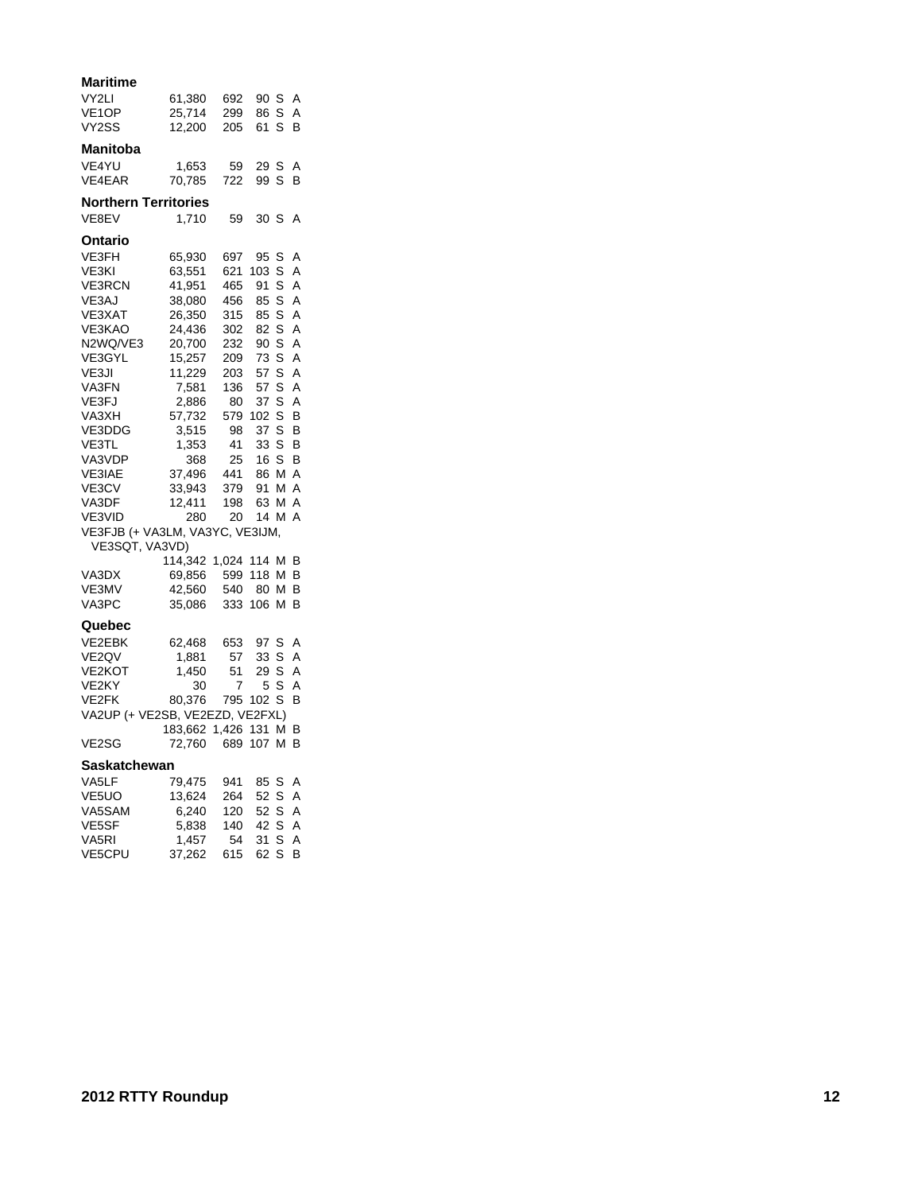### Maritime

| | | | | | |
|---|---|---|---|---|---|
| VY2LI | 61,380 | 692 | 90 | S | A |
| VE1OP | 25,714 | 299 | 86 | S | A |
| VY2SS | 12,200 | 205 | 61 | S | B |

### Manitoba

| | | | | | |
|---|---|---|---|---|---|
| VE4YU | 1,653 | 59 | 29 | S | A |
| VE4EAR | 70,785 | 722 | 99 | S | B |

### Northern Territories

| | | | | | |
|---|---|---|---|---|---|
| VE8EV | 1,710 | 59 | 30 | S | A |

### Ontario

| | | | | | |
|---|---|---|---|---|---|
| VE3FH | 65,930 | 697 | 95 | S | A |
| VE3KI | 63,551 | 621 | 103 | S | A |
| VE3RCN | 41,951 | 465 | 91 | S | A |
| VE3AJ | 38,080 | 456 | 85 | S | A |
| VE3XAT | 26,350 | 315 | 85 | S | A |
| VE3KAO | 24,436 | 302 | 82 | S | A |
| N2WQ/VE3 | 20,700 | 232 | 90 | S | A |
| VE3GYL | 15,257 | 209 | 73 | S | A |
| VE3JI | 11,229 | 203 | 57 | S | A |
| VA3FN | 7,581 | 136 | 57 | S | A |
| VE3FJ | 2,886 | 80 | 37 | S | A |
| VA3XH | 57,732 | 579 | 102 | S | B |
| VE3DDG | 3,515 | 98 | 37 | S | B |
| VE3TL | 1,353 | 41 | 33 | S | B |
| VA3VDP | 368 | 25 | 16 | S | B |
| VE3IAE | 37,496 | 441 | 86 | M | A |
| VE3CV | 33,943 | 379 | 91 | M | A |
| VA3DF | 12,411 | 198 | 63 | M | A |
| VE3VID | 280 | 20 | 14 | M | A |
| VE3FJB (+ VA3LM, VA3YC, VE3IJM, VE3SQT, VA3VD) | 114,342 | 1,024 | 114 | M | B |
| VA3DX | 69,856 | 599 | 118 | M | B |
| VE3MV | 42,560 | 540 | 80 | M | B |
| VA3PC | 35,086 | 333 | 106 | M | B |

### Quebec

| | | | | | |
|---|---|---|---|---|---|
| VE2EBK | 62,468 | 653 | 97 | S | A |
| VE2QV | 1,881 | 57 | 33 | S | A |
| VE2KOT | 1,450 | 51 | 29 | S | A |
| VE2KY | 30 | 7 | 5 | S | A |
| VE2FK | 80,376 | 795 | 102 | S | B |
| VA2UP (+ VE2SB, VE2EZD, VE2FXL) | 183,662 | 1,426 | 131 | M | B |
| VE2SG | 72,760 | 689 | 107 | M | B |

### Saskatchewan

| | | | | | |
|---|---|---|---|---|---|
| VA5LF | 79,475 | 941 | 85 | S | A |
| VE5UO | 13,624 | 264 | 52 | S | A |
| VA5SAM | 6,240 | 120 | 52 | S | A |
| VE5SF | 5,838 | 140 | 42 | S | A |
| VA5RI | 1,457 | 54 | 31 | S | A |
| VE5CPU | 37,262 | 615 | 62 | S | B |